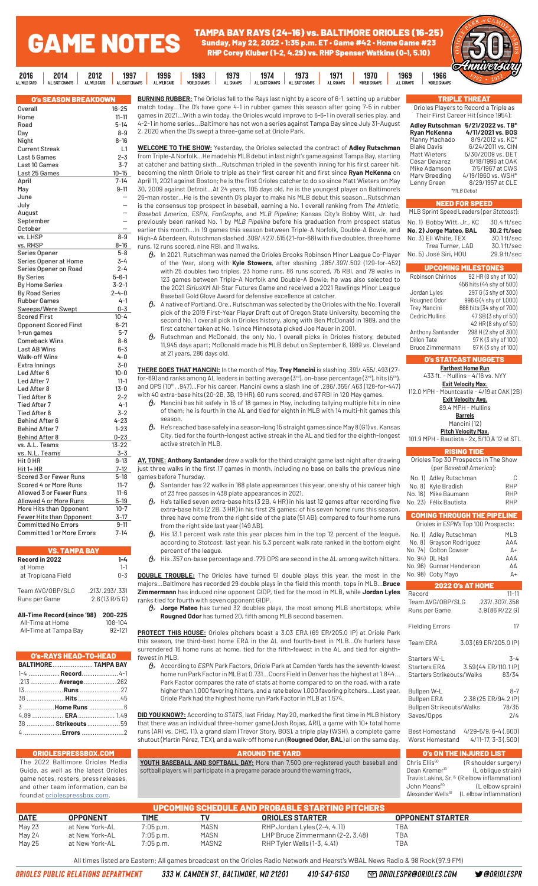# GAME NOTES

**TAMPA BAY RAYS (24-16) vs. BALTIMORE ORIOLES (16-25)**
**Sunday, May 22, 2022 • 1:35 p.m. ET • Game #42 • Home Game #23**
**RHP Corey Kluber (1-2, 4.29) vs. RHP Spenser Watkins (0-1, 5.10)**

2016 AL WILD CARD | 2014 AL EAST CHAMPS | 2012 AL WILD CARD | 1997 AL EAST CHAMPS | 1996 AL WILD CARD | 1983 WORLD CHAMPS | 1979 AL CHAMPS | 1974 AL EAST CHAMPS | 1973 AL EAST CHAMPS | 1971 AL CHAMPS | 1970 WORLD CHAMPS | 1969 AL CHAMPS | 1966 WORLD CHAMPS

## O's SEASON BREAKDOWN

| | |
|---|---|
| Overall | 16-25 |
| Home | 11-11 |
| Road | 5-14 |
| Day | 8-9 |
| Night | 8-16 |
| Current Streak | L1 |
| Last 5 Games | 2-3 |
| Last 10 Games | 3-7 |
| Last 25 Games | 10-15 |
| April | 7-14 |
| May | 9-11 |
| June | – |
| July | – |
| August | – |
| September | – |
| October | – |
| vs. LHSP | 8-9 |
| vs. RHSP | 8-16 |
| Series Opener | 5-8 |
| Series Opener at Home | 3-4 |
| Series Opener on Road | 2-4 |
| By Series | 5-6-1 |
| By Home Series | 3-2-1 |
| By Road Series | 2-4-0 |
| Rubber Games | 4-1 |
| Sweeps/Were Swept | 0-3 |
| Scored First | 10-4 |
| Opponent Scored First | 6-21 |
| 1-run games | 5-7 |
| Comeback Wins | 8-6 |
| Last AB Wins | 6-3 |
| Walk-off Wins | 4-0 |
| Extra Innings | 3-0 |
| Led After 6 | 10-0 |
| Led After 7 | 11-1 |
| Led After 8 | 13-0 |
| Tied After 6 | 2-2 |
| Tied After 7 | 4-1 |
| Tied After 8 | 3-2 |
| Behind After 6 | 4-23 |
| Behind After 7 | 1-23 |
| Behind After 8 | 0-23 |
| vs. A.L. Teams | 13-22 |
| vs. N.L. Teams | 3-3 |
| Hit 0 HR | 9-13 |
| Hit 1+ HR | 7-12 |
| Scored 3 or Fewer Runs | 5-18 |
| Scored 4 or More Runs | 11-7 |
| Allowed 3 or Fewer Runs | 11-6 |
| Allowed 4 or More Runs | 5-19 |
| More Hits than Opponent | 10-7 |
| Fewer Hits than Opponent | 3-17 |
| Committed No Errors | 9-11 |
| Committed 1 or More Errors | 7-14 |

## VS. TAMPA BAY

| | |
|---|---|
| **Record in 2022** | **1-4** |
| at Home | 1-1 |
| at Tropicana Field | 0-3 |
| Team AVG/OBP/SLG | .213/.293/.331 |
| Runs per Game | 2.6 (13 R/5 G) |
| **All-Time Record (since '98)** | **200-225** |
| All-Time at Home | 108-104 |
| All-Time at Tampa Bay | 92-121 |

## O's-RAYS HEAD-TO-HEAD

| BALTIMORE | | TAMPA BAY |
|---|---|---|
| 1-4 | Record | 4-1 |
| .213 | Average | .262 |
| 13 | Runs | 27 |
| 38 | Hits | 45 |
| 3 | Home Runs | 6 |
| 4.89 | ERA | 1.49 |
| 38 | Strikeouts | 59 |
| 4 | Errors | 2 |

## ORIOLESPRESSBOX.COM

The 2022 Baltimore Orioles Media Guide, as well as the latest Orioles game notes, rosters, press releases, and other team information, can be found at oriolespressbox.com.

**BURNING RUBBER:** The Orioles fell to the Rays last night by a score of 6-1, setting up a rubber match today...The O's have gone 4-1 in rubber games this season after going 7-5 in rubber games in 2021...With a win today, the Orioles would improve to 6-6-1 in overall series play, and 4-2-1 in home series...Baltimore has not won a series against Tampa Bay since July 31-August 2, 2020 when the O's swept a three-game set at Oriole Park.

**WELCOME TO THE SHOW:** Yesterday, the Orioles selected the contract of **Adley Rutschman** from Triple-A Norfolk...He made his MLB debut in last night's game against Tampa Bay, starting at catcher and batting sixth...Rutschman tripled in the seventh inning for his first career hit, becoming the ninth Oriole to triple as their first career hit and first since **Ryan McKenna** on April 11, 2021 against Boston; he is the first Orioles catcher to do so since Matt Wieters on May 30, 2009 against Detroit...At 24 years, 105 days old, he is the youngest player on Baltimore's 26-man roster...He is the seventh O's player to make his MLB debut this season...Rutschman is the consensus top prospect in baseball, earning a No. 1 overall ranking from *The Athletic, Baseball America, ESPN, FanGraphs,* and *MLB Pipeline*; Kansas City's Bobby Witt, Jr. had previously been ranked No. 1 by *MLB Pipeline* before his graduation from prospect status earlier this month...In 19 games this season between Triple-A Norfolk, Double-A Bowie, and High-A Aberdeen, Rutschman slashed .309/.427/.515 (21-for-68) with five doubles, three home runs, 12 runs scored, nine RBI, and 11 walks.

- In 2021, Rutschman was named the Orioles Brooks Robinson Minor League Co-Player of the Year, along with **Kyle Stowers**, after slashing .285/.397/.502 (129-for-452) with 25 doubles two triples, 23 home runs, 86 runs scored, 75 RBI, and 79 walks in 123 games between Triple-A Norfolk and Double-A Bowie; he was also selected to the 2021 *SiriusXM* All-Star Futures Game and received a 2021 Rawlings Minor League Baseball Gold Glove Award for defensive excellence at catcher.
- A native of Portland, Ore., Rutschman was selected by the Orioles with the No. 1 overall pick of the 2019 First-Year Player Draft out of Oregon State University, becoming the second No. 1 overall pick in Orioles history, along with Ben McDonald in 1989, and the first catcher taken at No. 1 since Minnesota picked Joe Mauer in 2001.
- Rutschman and McDonald, the only No. 1 overall picks in Orioles history, debuted 11,945 days apart; McDonald made his MLB debut on September 6, 1989 vs. Cleveland at 21 years, 286 days old.

**THERE GOES THAT MANCINI:** In the month of May, **Trey Mancini** is slashing .391/.455/.493 (27-for-69) and ranks among AL leaders in batting average (3rd), on-base percentage (3rd), hits (5th), and OPS (10th, .947)...For his career, Mancini owns a slash line of .286/.355/.463 (128-for-447) with 40 extra-base hits (20-2B, 3B, 19 HR), 60 runs scored, and 67 RBI in 120 May games.

- Mancini has hit safely in 16 of 18 games in May, including tallying multiple hits in nine of them; he is fourth in the AL and tied for eighth in MLB with 14 multi-hit games this season.
- He's reached base safely in a season-long 15 straight games since May 8 (G1) vs. Kansas City, tied for the fourth-longest active streak in the AL and tied for the eighth-longest active stretch in MLB.

**AY, TONE: Anthony Santander** drew a walk for the third straight game last night after drawing just three walks in the first 17 games in month, including no base on balls the previous nine games before Thursday.

- Santander has 22 walks in 168 plate appearances this year, one shy of his career high of 23 free passes in 438 plate appearances in 2021.
- He's tallied seven extra-base hits (3 2B, 4 HR) in his last 12 games after recording five extra-base hits (2 2B, 3 HR) in his first 29 games; of his seven home runs this season, three have come from the right side of the plate (51 AB), compared to four home runs from the right side last year (149 AB).
- His 13.1 percent walk rate this year places him in the top 12 percent of the league, according to *Statcast*; last year, his 5.3 percent walk rate ranked in the bottom eight percent of the league.
- His .357 on-base percentage and .779 OPS are second in the AL among switch hitters.

**DOUBLE TROUBLE:** The Orioles have turned 51 double plays this year, the most in the majors...Baltimore has recorded 29 double plays in the field this month, tops in MLB...**Bruce Zimmermann** has induced nine opponent GIDP, tied for the most in MLB, while **Jordan Lyles** ranks tied for fourth with seven opponent GIDP.

- **Jorge Mateo** has turned 32 doubles plays, the most among MLB shortstops, while **Rougned Odor** has turned 20, fifth among MLB second basemen.

**PROTECT THIS HOUSE:** Orioles pitchers boast a 3.03 ERA (69 ER/205.0 IP) at Oriole Park this season, the third-best home ERA in the AL and fourth-best in MLB...O's hurlers have surrendered 16 home runs at home, tied for the fifth-fewest in the AL and tied for eighth-fewest in MLB.

- According to *ESPN* Park Factors, Oriole Park at Camden Yards has the seventh-lowest home run Park Factor in MLB at 0.731...Coors Field in Denver has the highest at 1.844... Park Factor compares the rate of stats at home compared to on the road, with a rate higher than 1.000 favoring hitters, and a rate below 1.000 favoring pitchers...Last year, Oriole Park had the highest home run Park Factor in MLB at 1.574.

**DID YOU KNOW?:** According to *STATS*, last Friday, May 20, marked the first time in MLB history that there was an individual three-homer game (Josh Rojas, ARI), a game with 10+ total home runs (ARI vs. CHC, 11), a grand slam (Trevor Story, BOS), a triple play (WSH), a complete game shutout (Martín Pérez, TEX), and a walk-off home run (**Rougned Odor, BAL**) all on the same day.

## AROUND THE YARD

**YOUTH BASEBALL AND SOFTBALL DAY:** More than 7,500 pre-registered youth baseball and softball players will participate in a pregame parade around the warning track.

## TRIPLE THREAT

Orioles Players to Record a Triple as Their First Career Hit (since 1954):

| | |
|---|---|
| **Adley Rutschman** | **5/21/2022 vs. TB*** |
| Ryan McKenna | 4/11/2021 vs. BOS |
| Manny Machado | 8/9/2012 vs. KC* |
| Blake Davis | 6/24/2011 vs. CIN |
| Matt Wieters | 5/30/2009 vs. DET |
| César Devarez | 8/18/1996 at OAK |
| Mike Adamson | 7/5/1967 at CWS |
| Marv Breeding | 4/19/1960 vs. WSH* |
| Lenny Green | 8/29/1957 at CLE |

*MLB Debut

## NEED FOR SPEED

MLB Sprint Speed Leaders (per *Statcast*):

| | |
|---|---|
| No. 1) Bobby Witt, Jr., KC | 30.4 ft/sec |
| **No. 2) Jorge Mateo, BAL** | **30.2 ft/sec** |
| No. 3) Eli White, TEX | 30.1 ft/sec |
| Trea Turner, LAD | 30.1 ft/sec |
| No. 5) José Siri, HOU | 29.9 ft/sec |

## UPCOMING MILESTONES

| | |
|---|---|
| Robinson Chirinos | 92 HR (8 shy of 100) |
| | 456 hits (44 shy of 500) |
| Jordan Lyles | 297 G (3 shy of 300) |
| Rougned Odor | 996 G (4 shy of 1,000) |
| Trey Mancini | 666 hits (34 shy of 700) |
| Cedric Mullins | 47 SB (3 shy of 50) |
| | 42 HR (8 shy of 50) |
| Anthony Santander | 298 H (2 shy of 300) |
| Dillon Tate | 97 K (3 shy of 100) |
| Bruce Zimmermann | 97 K (3 shy of 100) |

## O's STATCAST NUGGETS

**Farthest Home Run**
433 ft. - Mullins - 4/16 vs. NYY

**Exit Velocity Max.**
112.0 MPH - Mountcastle - 4/19 at OAK (2B)

**Exit Velocity Avg.**
89.4 MPH - Mullins

**Barrels**
Mancini (12)

**Pitch Velocity Max.**
101.9 MPH - Bautista - 2x, 5/10 & 12 at STL

## RISING TIDE

Orioles Top 30 Prospects in The Show (per *Baseball America*):

| | |
|---|---|
| No. 1) Adley Rutschman | C |
| No. 8) Kyle Bradish | RHP |
| No. 16) Mike Baumann | RHP |
| No. 23) Félix Bautista | RHP |

## COMING THROUGH THE PIPELINE

Orioles in *ESPN's* Top 100 Prospects:

| | |
|---|---|
| No. 1) Adley Rutschman | MLB |
| No. 8) Grayson Rodriguez | AAA |
| No. 74) Colton Cowser | A+ |
| No. 94) DL Hall | AAA |
| No. 96) Gunnar Henderson | AA |
| No. 98) Coby Mayo | A+ |

## 2022 O's AT HOME

| | |
|---|---|
| Record | 11-11 |
| Team AVG/OBP/SLG | .237/.307/.358 |
| Runs per Game | 3.9 (86 R/22 G) |
| Fielding Errors | 17 |
| Team ERA | 3.03 (69 ER/205.0 IP) |
| Starters W-L | 3-4 |
| Starters ERA | 3.59 (44 ER/110.1 IP) |
| Starters Strikeouts/Walks | 83/34 |
| Bullpen W-L | 8-7 |
| Bullpen ERA | 2.38 (25 ER/94.2 IP) |
| Bullpen Strikeouts/Walks | 78/35 |
| Saves/Opps | 2/4 |
| Best Homestand | 4/29-5/9, 6-4 (.600) |
| Worst Homestand | 4/11-17, 3-3 (.500) |

## O's ON THE INJURED LIST

| | |
|---|---|
| Chris Ellis[60] | (R shoulder surgery) |
| Dean Kremer[10] | (L oblique strain) |
| Travis Lakins, Sr.[15] | (R elbow inflammation) |
| John Means[60] | (L elbow sprain) |
| Alexander Wells[10] | (L elbow inflammation) |

## UPCOMING SCHEDULE AND PROBABLE STARTING PITCHERS

| DATE | OPPONENT | TIME | TV | ORIOLES STARTER | OPPONENT STARTER |
|---|---|---|---|---|---|
| May 23 | at New York-AL | 7:05 p.m. | MASN | RHP Jordan Lyles (2-4, 4.11) | TBA |
| May 24 | at New York-AL | 7:05 p.m. | MASN | LHP Bruce Zimmermann (2-2, 3.48) | TBA |
| May 25 | at New York-AL | 7:05 p.m. | MASN2 | RHP Tyler Wells (1-3, 4.41) | TBA |

All times listed are Eastern; All games broadcast on the Orioles Radio Network and Hearst's WBAL News Radio & 98 Rock (97.9 FM)

ORIOLES PUBLIC RELATIONS DEPARTMENT | 333 W. CAMDEN ST., BALTIMORE, MD 21201 | 410-547-6150 | ORIOLESPR@ORIOLES.COM | @ORIOLESPR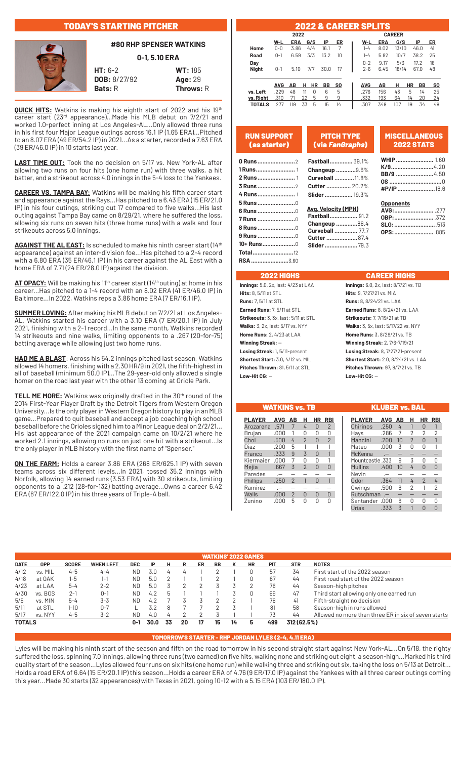## TODAY'S STARTING PITCHER

### #80 RHP SPENSER WATKINS

**0-1, 5.10 ERA**

| | |
|---|---|
| **HT:** 6-2 | **WT:** 185 |
| **DOB:** 8/27/92 | **Age:** 29 |
| **Bats:** R | **Throws:** R |

**QUICK HITS:** Watkins is making his eighth start of 2022 and his 19th career start (23rd appearance)...Made his MLB debut on 7/2/21 and worked 1.0-perfect inning at Los Angeles-AL...Only allowed three runs in his first four Major League outings across 16.1 IP (1.65 ERA)...Pitched to an 8.07 ERA (49 ER/54.2 IP) in 2021...As a starter, recorded a 7.63 ERA (39 ER/46.0 IP) in 10 starts last year.

**LAST TIME OUT:** Took the no decision on 5/17 vs. New York-AL after allowing two runs on four hits (one home run) with three walks, a hit batter, and a strikeout across 4.0 innings in the 5-4 loss to the Yankees.

**CAREER VS. TAMPA BAY:** Watkins will be making his fifth career start and appearance against the Rays...Has pitched to a 6.43 ERA (15 ER/21.0 IP) in his four outings, striking out 17 compared to five walks...His last outing against Tampa Bay came on 8/29/21, where he suffered the loss, allowing six runs on seven hits (three home runs) with a walk and four strikeouts across 5.0 innings.

**AGAINST THE AL EAST:** Is scheduled to make his ninth career start (14th appearance) against an inter-division foe...Has pitched to a 2-4 record with a 6.80 ERA (35 ER/46.1 IP) in his career against the AL East with a home ERA of 7.71 (24 ER/28.0 IP) against the division.

**AT OPACY:** Will be making his 11th career start (14th outing) at home in his career...Has pitched to a 1-4 record with an 8.02 ERA (41 ER/46.0 IP) in Baltimore...In 2022, Watkins reps a 3.86 home ERA (7 ER/16.1 IP).

**SUMMER LOVING:** After making his MLB debut on 7/2/21 at Los Angeles-AL, Watkins started his career with a 3.10 ERA (7 ER/20.1 IP) in July 2021, finishing with a 2-1 record...In the same month, Watkins recorded 14 strikeouts and nine walks, limiting opponents to a .267 (20-for-75) batting average while allowing just two home runs.

**HAD ME A BLAST**: Across his 54.2 innings pitched last season, Watkins allowed 14 homers, finishing with a 2.30 HR/9 in 2021, the fifth-highest in all of baseball (minimum 50.0 IP)...The 29-year-old only allowed a single homer on the road last year with the other 13 coming at Oriole Park.

**TELL ME MORE:** Watkins was originally drafted in the 30th round of the 2014 First-Year Player Draft by the Detroit Tigers from Western Oregon University...Is the only player in Western Oregon history to play in an MLB game...Prepared to quit baseball and accept a job coaching high school baseball before the Orioles signed him to a Minor League deal on 2/2/21...His last appearance of the 2021 campaign came on 10/2/21 where he worked 2.1 innings, allowing no runs on just one hit with a strikeout...Is the only player in MLB history with the first name of "Spenser."

**ON THE FARM:** Holds a career 3.86 ERA (268 ER/625.1 IP) with seven teams across six different levels...In 2021, tossed 35.2 innings with Norfolk, allowing 14 earned runs (3.53 ERA) with 30 strikeouts, limiting opponents to a .212 (28-for-132) batting average...Owns a career 6.42 ERA (87 ER/122.0 IP) in his three years of Triple-A ball.

## 2022 & CAREER SPLITS

| | 2022 | | | | | | CAREER | | | | |
|---|---|---|---|---|---|---|---|---|---|---|---|
| | W-L | ERA | G/S | IP | ER | | W-L | ERA | G/S | IP | ER |
| Home | 0-0 | 3.86 | 4/4 | 16.1 | 7 | | 1-4 | 8.02 | 13/10 | 46.0 | 41 |
| Road | 0-1 | 6.59 | 3/3 | 13.2 | 10 | | 1-4 | 5.82 | 10/7 | 38.2 | 25 |
| Day | — | — | — | — | — | | 0-2 | 9.17 | 5/3 | 17.2 | 18 |
| Night | 0-1 | 5.10 | 7/7 | 30.0 | 17 | | 2-6 | 6.45 | 18/14 | 67.0 | 48 |

| | AVG | AB | H | HR | BB | SO | | AVG | AB | H | HR | BB | SO |
|---|---|---|---|---|---|---|---|---|---|---|---|---|---|
| vs. Left | .229 | 48 | 11 | 0 | 6 | 5 | | .276 | 156 | 43 | 5 | 14 | 25 |
| vs. Right | .310 | 71 | 22 | 5 | 9 | 9 | | .332 | 193 | 64 | 14 | 20 | 24 |
| TOTALS | .277 | 119 | 33 | 5 | 15 | 14 | | .307 | 349 | 107 | 19 | 34 | 49 |

### RUN SUPPORT (as starter)

| | |
|---|---|
| 0 Runs | 2 |
| 1 Runs | 1 |
| 2 Runs | 1 |
| 3 Runs | 2 |
| 4 Runs | 1 |
| 5 Runs | 0 |
| 6 Runs | 0 |
| 7 Runs | 0 |
| 8 Runs | 0 |
| 9 Runs | 0 |
| 10+ Runs | 0 |
| Total | 12 |
| RSA | 3.60 |

### PITCH TYPE (via *FanGraphs*)

| | |
|---|---|
| Fastball | 39.1% |
| Changeup | 9.6% |
| Curveball | 11.8% |
| Cutter | 20.2% |
| Slider | 19.3% |

**Avg. Velocity (MPH)**

| | |
|---|---|
| Fastball | 91.2 |
| Changeup | 86.4 |
| Curveball | 77.7 |
| Cutter | 87.4 |
| Slider | 79.3 |

### MISCELLANEOUS 2022 STATS

| | |
|---|---|
| WHIP | 1.60 |
| K/9 | 4.20 |
| BB/9 | 4.50 |
| QS | 0 |
| #P/IP | 16.6 |

**Opponents**

| | |
|---|---|
| AVG: | .277 |
| OBP: | .372 |
| SLG: | .513 |
| OPS: | .885 |

### 2022 HIGHS

**Innings:** 5.0, 2x, last: 4/23 at LAA
**Hits:** 8, 5/11 at STL
**Runs:** 7, 5/11 at STL
**Earned Runs:** 7, 5/11 at STL
**Strikeouts:** 3, 3x, last: 5/11 at STL
**Walks:** 3, 2x, last: 5/17 vs. NYY
**Home Runs:** 2, 4/23 at LAA
**Winning Streak:** —
**Losing Streak:** 1, 5/11-present
**Shortest Start:** 3.0, 4/12 vs. MIL
**Pitches Thrown:** 81, 5/11 at STL
**Low-Hit CG:** —

### CAREER HIGHS

**Innings:** 6.0, 2x, last: 8/7/21 vs. TB
**Hits:** 9, 7/27/21 vs. MIA
**Runs:** 8, 8/24/21 vs. LAA
**Earned Runs:** 8, 8/24/21 vs. LAA
**Strikeouts:** 7, 7/19/21 at TB
**Walks:** 3, 5x, last: 5/17/22 vs. NYY
**Home Runs:** 3, 8/29/21 vs. TB
**Winning Streak:** 2, 7/6-7/19/21
**Losing Streak:** 8, 7/27/21-present
**Shortest Start:** 2.0, 8/24/21 vs. LAA
**Pitches Thrown:** 97, 8/7/21 vs. TB
**Low-Hit CG:** —

### WATKINS vs. TB

| PLAYER | AVG | AB | H | HR | RBI |
|---|---|---|---|---|---|
| Arozarena | .571 | 7 | 4 | 0 | 2 |
| Brujan | .000 | 1 | 0 | 0 | 0 |
| Choi | .500 | 4 | 2 | 0 | 2 |
| Diaz | .200 | 5 | 1 | 1 | 1 |
| Franco | .333 | 9 | 3 | 0 | 1 |
| Kiermaier | .000 | 7 | 0 | 0 | 1 |
| Mejia | .667 | 3 | 2 | 0 | 0 |
| Paredes | .— | — | — | — | — |
| Phillips | .250 | 2 | 1 | 0 | 1 |
| Ramirez | .— | — | — | — | — |
| Walls | .000 | 2 | 0 | 0 | 0 |
| Zunino | .000 | 5 | 0 | 0 | 0 |

### KLUBER vs. BAL

| PLAYER | AVG | AB | H | HR | RBI |
|---|---|---|---|---|---|
| Chirinos | .250 | 4 | 1 | 0 | 1 |
| Hays | .286 | 7 | 2 | 2 | 2 |
| Mancini | .200 | 10 | 2 | 0 | 1 |
| Mateo | .000 | 3 | 0 | 0 | 1 |
| McKenna | .— | — | — | — | — |
| Mountcastle | .333 | 9 | 3 | 0 | 0 |
| Mullins | .400 | 10 | 4 | 0 | 0 |
| Nevin | .— | — | — | — | — |
| Odor | .364 | 11 | 4 | 2 | 4 |
| Owings | .500 | 6 | 2 | 1 | 2 |
| Rutschman | .— | — | — | — | — |
| Santander | .000 | 6 | 0 | 0 | 0 |
| Urías | .333 | 3 | 1 | 0 | 0 |

### WATKINS' 2022 GAMES

| DATE | OPP | SCORE | WHEN LEFT | DEC | IP | H | R | ER | BB | K | HR | PIT | STR | NOTES |
|---|---|---|---|---|---|---|---|---|---|---|---|---|---|---|
| 4/12 | vs. MIL | 4-5 | 4-4 | ND | 3.0 | 4 | 4 | 1 | 2 | 1 | 0 | 57 | 34 | First start of the 2022 season |
| 4/18 | at OAK | 1-5 | 1-1 | ND | 5.0 | 2 | 1 | 1 | 2 | 1 | 0 | 67 | 44 | First road start of the 2022 season |
| 4/23 | at LAA | 5-4 | 2-2 | ND | 5.0 | 3 | 2 | 2 | 3 | 3 | 2 | 76 | 44 | Season-high pitches |
| 4/30 | vs. BOS | 2-1 | 0-1 | ND | 4.2 | 5 | 1 | 1 | 1 | 3 | 0 | 69 | 47 | Third start allowing only one earned run |
| 5/5 | vs. MIN | 5-4 | 3-3 | ND | 4.2 | 7 | 3 | 3 | 2 | 2 | 1 | 76 | 41 | Fifth-straight no decision |
| 5/11 | at STL | 1-10 | 0-7 | L | 3.2 | 8 | 7 | 7 | 2 | 3 | 1 | 81 | 58 | Season-high in runs allowed |
| 5/17 | vs. NYY | 4-5 | 3-2 | ND | 4.0 | 4 | 2 | 2 | 3 | 1 | 1 | 73 | 44 | Allowed no more than three ER in six of seven starts |
| TOTALS | | | | 0-1 | 30.0 | 33 | 20 | 17 | 15 | 14 | 5 | 499 | 312 (62.5%) | |

### TOMORROW'S STARTER - RHP JORDAN LYLES (2-4, 4.11 ERA)

Lyles will be making his ninth start of the season and fifth on the road tomorrow in his second straight start against New York-AL...On 5/18, the righty suffered the loss, spinning 7.0 innings, allowing three runs (two earned) on five hits, walking none and striking out eight, a season-high...Marked his third quality start of the season...Lyles allowed four runs on six hits (one home run) while walking three and striking out six, taking the loss on 5/13 at Detroit... Holds a road ERA of 6.64 (15 ER/20.1 IP) this season...Holds a career ERA of 4.76 (9 ER/17.0 IP) against the Yankees with all three career outings coming this year...Made 30 starts (32 appearances) with Texas in 2021, going 10-12 with a 5.15 ERA (103 ER/180.0 IP).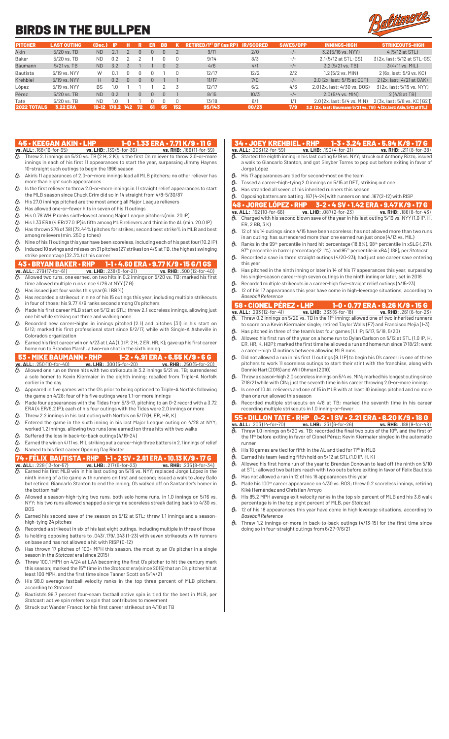# BIRDS IN THE BULLPEN

| PITCHER | LAST OUTING | (Dec.) | IP | H | R | ER | BB | K | RETIRED/1ST BF (as RP) | IR/SCORED | SAVES/OPP | INNINGS-HIGH | STRIKEOUTS-HIGH |
|---|---|---|---|---|---|---|---|---|---|---|---|---|---|
| Akin | 5/20 vs. TB | ND | 2.1 | 2 | 0 | 0 | 0 | 2 | 9/11 | 2/0 | -/- | 3.2 (5/16 vs. NYY) | 4 (5/12 at STL) |
| Baker | 5/20 vs. TB | ND | 0.2 | 2 | 2 | 1 | 0 | 0 | 9/14 | 8/3 | -/- | 2.1 (5/12 at STL-GS) | 3 (2x, last: 5/12 at STL-GS) |
| Baumann | 5/21 vs. TB | ND | 3.2 | 3 | 1 | 1 | 0 | 2 | 4/6 | 4/1 | -/- | 3.2 (5/21 vs. TB) | 3 (4/11 vs. MIL) |
| Bautista | 5/19 vs. NYY | W | 0.1 | 0 | 0 | 0 | 1 | 0 | 12/17 | 12/2 | 2/2 | 1.2 (5/2 vs. MIN) | 2 (6x, last: 5/9 vs. KC) |
| Krehbiel | 5/19 vs. NYY | H | 0.2 | 0 | 0 | 0 | 1 | 1 | 11/17 | 7/0 | -/- | 2.0 (2x, last: 5/15 at DET) | 2 (2x, last: 4/21 at OAK) |
| López | 5/19 vs. NYY | BS | 1.0 | 1 | 1 | 1 | 2 | 3 | 12/17 | 6/2 | 4/6 | 2.0 (2x, last: 4/30 vs. BOS) | 3 (2x, last: 5/19 vs. NYY) |
| Pérez | 5/20 vs. TB | ND | 0.2 | 1 | 0 | 0 | 0 | 1 | 8/15 | 10/3 | -/- | 2.0 (5/4 vs. MIN) | 2 (4/8 at TB) |
| Tate | 5/20 vs. TB | ND | 1.0 | 1 | 1 | 0 | 0 | 0 | 13/18 | 6/1 | 1/1 | 2.0 (2x, last: 5/4 vs. MIN) | 2 (3x, last: 5/8 vs. KC [G2]) |
| **2022 TOTALS** | **3.22 ERA** | **10-12** | **170.2** | **142** | **72** | **61** | **65** | **152** | **95/143** | **80/23** | **7/9** | **3.2 (2x, last: Baumann 5/21 vs. TB)** | **4 (2x, last: Akin, 5/12 at STL)** |

## 45 • KEEGAN AKIN • LHP — 1-0 • 1.33 ERA • 7.71 K/9 • 11 G

**vs. ALL:** .168 (16-for-95) **vs. LHB:** .139 (5-for-36) **vs. RHB:** .186 (11-for-59)

- Threw 2.1 innings on 5/20 vs. TB (2 H, 2 K); is the first O's reliever to throw 2.0-or-more innings in each of his first 11 appearances to start the year, surpassing Jimmy Haynes 10-straight such outings to begin the 1996 season
- Akin's 11 appearances of 2.0-or-more innings lead all MLB pitchers; no other reliever has more than eight such appearances
- Is the first reliever to throw 2.0-or-more innings in 11 straight relief appearances to start the MLB season since Chuck Crim did so in 14 straight from 4/8-5/30/87
- His 27.0 innings pitched are the most among all Major League relievers
- Has allowed one-or-fewer hits in seven of his 11 outings
- His 0.78 WHIP ranks sixth-lowest among Major League pitchers (min. 20 IP)
- His 1.33 ERA (4 ER/27.0 IP) is fifth among MLB relievers and third in the AL (min. 20.0 IP)
- Has thrown 276 of 381 (72.44%) pitches for strikes; second best strike% in MLB and best among relievers (min. 250 pitches)
- Nine of his 11 outings this year have been scoreless, including each of his past four (10.2 IP)
- Induced 10 swings and misses on 31 pitches (27 strikes) on 4/9 at TB, the highest swinging strike percentage (32.3%) of his career

## 43 • BRYAN BAKER • RHP — 1-1 • 4.60 ERA • 9.77 K/9 • 15 G/1 GS

**vs. ALL:** .279 (17-for-61) **vs. LHB:** .238 (5-for-21) **vs. RHB:** .300 (12-for-40)

- Allowed two runs, one earned, on two hits in 0.2 innings on 5/20 vs. TB; marked his first time allowed multiple runs since 4/26 at NYY (7 G)
- Has issued just four walks this year (6.1 BB%)
- Has recorded a strikeout in nine of his 15 outings this year, including multiple strikeouts in four of those; his 9.77 K/9 ranks second among O's pitchers
- Made his first career MLB start on 5/12 at STL; threw 2.1 scoreless innings, allowing just one hit while striking out three and walking none
- Recorded new career-highs in innings pitched (2.1) and pitches (31) in his start on 5/12; marked his first professional start since 5/2/17, while with Single-A Asheville in Colorado's organization
- Earned his first career win on 4/23 at LAA (1.0 IP, 2 H, 2 ER, HR, K); gave up his first career home run to Brandon Marsh, a two-run shot in the sixth inning

## 53 • MIKE BAUMANN • RHP — 1-2 • 4.91 ERA • 6.55 K/9 • 6 G

**vs. ALL:** .250 (10-for-40) **vs. LHB:** .300 (5-for-20) **vs. RHB:** .250 (5-for-20)

- Allowed one run on three hits with two strikeouts in 3.2 innings 5/21 vs. TB; surrendered a solo homer to Kevin Kiermaier in the eighth inning; recalled from Triple-A Norfolk earlier in the day
- Appeared in five games with the O's prior to being optioned to Triple-A Norfolk following the game on 4/28; four of his five outings were 1.1-or-more innings
- Made four appearances with the Tides from 5/3-17, pitching to an 0-2 record with a 3.72 ERA (4 ER/9.2 IP); each of his four outings with the Tides were 2.0 innings or more
- Threw 2.2 innings in his last outing with Norfolk on 5/17 (H, ER, HR, K)
- Entered the game in the sixth inning in his last Major League outing on 4/28 at NYY; worked 1.2 innings, allowing two runs (one earned) on three hits with two walks
- Suffered the loss in back-to-back outings (4/19-24)
- Earned the win on 4/11 vs. MIL striking out a career-high three batters in 2.1 innings of relief
- Named to his first career Opening Day Roster

## 74 • FÉLIX BAUTISTA • RHP — 1-1 • 2 SV • 2.81 ERA • 10.13 K/9 • 17 G

**vs. ALL:** .228 (13-for-57) **vs. LHB:** .217 (5-for-23) **vs. RHB:** .235 (8-for-34)

- Earned his first MLB win in his last outing on 5/19 vs. NYY; replaced Jorge López in the ninth inning of a tie game with runners on first and second; issued a walk to Joey Gallo but retired Giancarlo Stanton to end the inning; O's walked off on Santander's homer in the bottom half
- Allowed a season-high-tying two runs, both solo home runs, in 1.0 innings on 5/16 vs. NYY; his two runs allowed snapped a six-game scoreless streak dating back to 4/30 vs. BOS
- Earned his second save of the season on 5/12 at STL; threw 1.1 innings and a season-high-tying 24 pitches
- Recorded a strikeout in six of his last eight outings, including multiple in three of those
- Is holding opposing batters to .043/.179/.043 (1-23) with seven strikeouts with runners on base and has not allowed a hit with RISP (0-12)
- Has thrown 17 pitches of 100+ MPH this season, the most by an O's pitcher in a single season in the *Statcast* era (since 2015)
- Threw 100.1 MPH on 4/24 at LAA becoming the first O's pitcher to hit the century mark this season; marked the 15th time in the *Statcast* era (since 2015) that an O's pitcher hit at least 100 MPH, and the first time since Tanner Scott on 5/14/21
- His 98.0 average fastball velocity ranks in the top three percent of MLB pitchers, according to *Statcast*
- Bautista's 99.7 percent four-seam fastball active spin is tied for the best in MLB, per *Statcast*; active spin refers to spin that contributes to movement
- Struck out Wander Franco for his first career strikeout on 4/10 at TB

## 34 • JOEY KREHBIEL • RHP — 1-3 • 3.24 ERA • 5.94 K/9 • 17 G

**vs. ALL:** .203 (12-for-59) **vs. LHB:** .190 (4-for-21) **vs. RHB:** .211 (8-for-38)

- Started the eighth inning in his last outing 5/19 vs. NYY; struck out Anthony Rizzo, issued a walk to Giancarlo Stanton, and got Gleyber Torres to pop out before exiting in favor of Jorge López
- His 17 appearances are tied for second-most on the team
- Tossed a career-high-tying 2.0 innings on 5/15 at DET, striking out one
- Has stranded all seven of his inherited runners this season
- Opposing batters are batting .167 (4-24) with runners on and .167 (2-12) with RISP

## 48 • JORGE LÓPEZ • RHP — 3-2 • 4 SV • 1.42 ERA • 9.47 K/9 • 17 G

**vs. ALL:** .152 (10-for-66) **vs. LHB:** .087 (2-for-23) **vs. RHB:** .186 (8-for-43)

- Charged with his second blown save of the year in his last outing 5/19 vs. NYY (1.0 IP, H, ER, 2 BB, 3 K)
- 12 of his 14 outings since 4/15 have been scoreless; has not allowed more than two runs in an outing; has surrendered more than one earned run just once (4/13 vs. MIL)
- Ranks in the 99th percentile in hard hit percentage (18.8%), 98th percentile in xSLG (.271), 97th percentile in barrel percentage (2.1%), and 95th percentile in xBA (.189), per *Statcast*
- Recorded a save in three straight outings (4/20-23); had just one career save entering this year
- Has pitched in the ninth inning or later in 14 of his 17 appearances this year, surpassing his single-season career-high seven outings in the ninth inning or later, set in 2018
- Recorded multiple strikeouts in a career-high five-straight relief outings (4/15-23)
- 12 of his 17 appearances this year have come in high-leverage situations, according to *Baseball Reference*

## 58 • CIONEL PÉREZ • LHP — 1-0 • 0.77 ERA • 9.26 K/9 • 15 G

**vs. ALL:** .293 (12-for-41) **vs. LHB:** .333 (6-for-18) **vs. RHB:** .261 (6-for-23)

- Threw 0.2 innings on 5/20 vs. TB in the 11th inning; allowed one of two inherited runners to score on a Kevin Kiermaier single; retired Taylor Walls (F7) and Francisco Mejia (1-3)
- Has pitched in three of the team's last four games (1.1 IP; 5/17, 5/18, 5/20)
- Allowed his first run of the year on a home run to Dylan Carlson on 5/12 at STL (1.0 IP, H, ER, HR, K, HBP); marked the first time he allowed a run and home run since 7/18/21; went a career-high 13 outings between allowing MLB runs
- Did not allowed a run in his first 11 outings (9.1 IP) to begin his O's career; is one of three pitchers to work 11 scoreless outings to start their stint with the franchise, along with Donnie Hart (2016) and Will Ohman (2010)
- Threw a season-high 2.0 scoreless innings on 5/4 vs. MIN; marked his longest outing since 7/18/21 while with CIN; just the seventh time in his career throwing 2.0-or-more innings
- Is one of 10 AL relievers and one of 15 in MLB with at least 10 innings pitched and no more than one run allowed this season
- Recorded multiple strikeouts on 4/8 at TB; marked the seventh time in his career recording multiple strikeouts in 1.0 inning-or-fewer

## 55 • DILLON TATE • RHP — 0-2 • 1 SV • 2.21 ERA • 6.20 K/9 • 18 G

**vs. ALL:** .203 (14-for-70) **vs. LHB:** .231 (6-for-26) **vs. RHB:** .188 (9-for-48)

- Threw 1.0 innings on 5/20 vs. TB; recorded the final two outs of the 10th, and the first of the 11th before exiting in favor of Cionel Pérez; Kevin Kiermaier singled in the automatic runner
- His 18 games are tied for fifth in the AL and tied for 11th in MLB
- Earned his team-leading fifth hold on 5/12 at STL (1.0 IP, H, K)
- Allowed his first home run of the year to Brendan Donovan to lead off the ninth on 5/10 at STL; allowed two batters reach with two outs before exiting in favor of Félix Bautista
- Has not allowed a run in 12 of his 16 appearances this year
- Made his 100th career appearance on 4/30 vs. BOS; threw 0.2 scoreless innings, retiring Kiké Hernández and Christian Arroyo
- His 85.2 MPH average exit velocity ranks in the top six percent of MLB and his 3.8 walk percentage is in the top eight percent of MLB, per *Statcast*
- 12 of his 18 appearances this year have come in high leverage situations, according to *Baseball Reference*
- Threw 1.2 innings-or-more in back-to-back outings (4/13-15) for the first time since doing so in four-straight outings from 6/27-7/6/21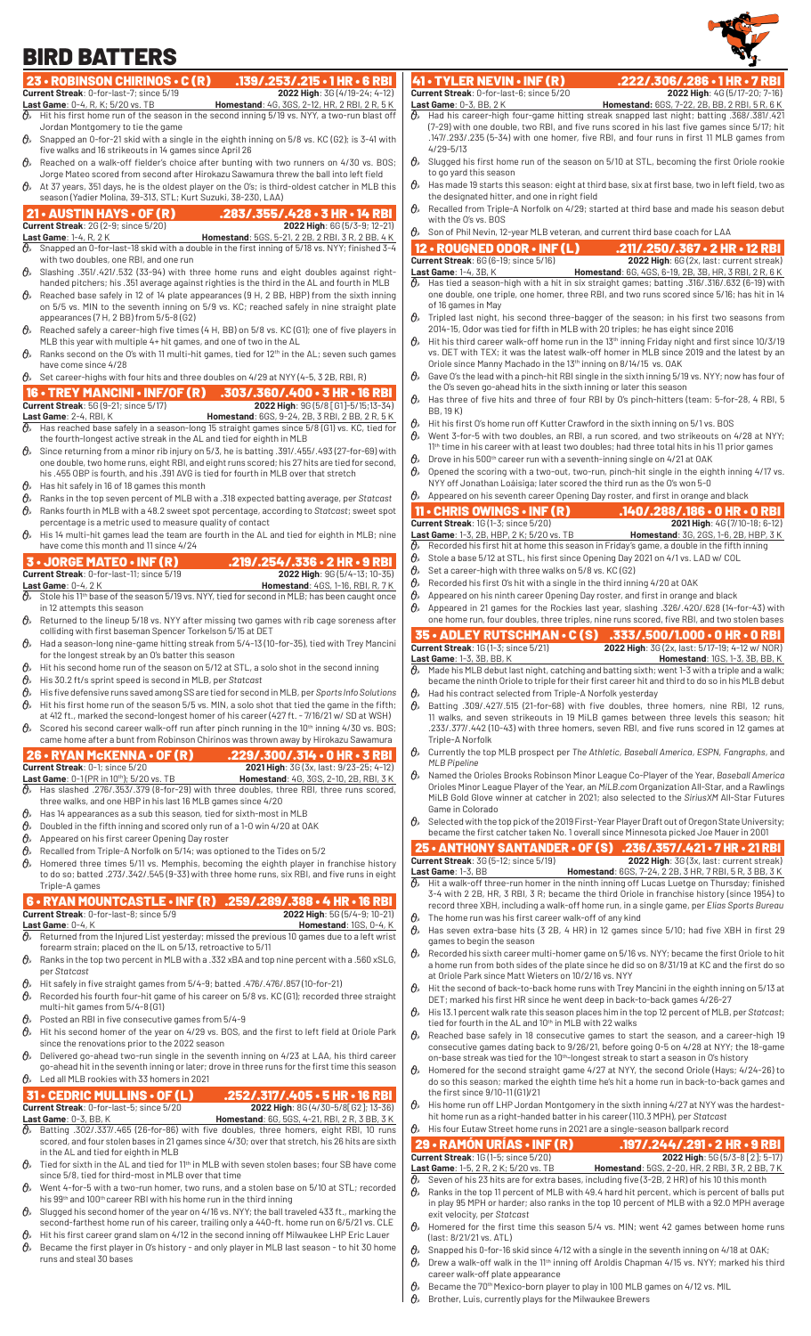# BIRD BATTERS

## 23 • ROBINSON CHIRINOS • C (R) .139/.253/.215 • 1 HR • 6 RBI

**Current Streak**: 0-for-last-7; since 5/19 **2022 High**: 3G (4/19-24; 4-12)
**Last Game**: 0-4, R, K; 5/20 vs. TB **Homestand**: 4G, 3GS, 2-12, HR, 2 RBI, 2 R, 5 K

- Hit his first home run of the season in the second inning 5/19 vs. NYY, a two-run blast off Jordan Montgomery to tie the game
- Snapped an 0-for-21 skid with a single in the eighth inning on 5/8 vs. KC (G2); is 3-41 with five walks and 16 strikeouts in 14 games since April 26
- Reached on a walk-off fielder's choice after bunting with two runners on 4/30 vs. BOS; Jorge Mateo scored from second after Hirokazu Sawamura threw the ball into left field
- At 37 years, 351 days, he is the oldest player on the O's; is third-oldest catcher in MLB this season (Yadier Molina, 39-313, STL; Kurt Suzuki, 38-230, LAA)

## 21 • AUSTIN HAYS • OF (R) .283/.355/.428 • 3 HR • 14 RBI

**Current Streak**: 2G (2-9; since 5/20) **2022 High**: 6G (5/3-9; 12-21)
**Last Game**: 1-4, R, 2 K **Homestand**: 5GS, 5-21, 2 2B, 2 RBI, 3 R, 2 BB, 4 K

- Snapped an 0-for-last-18 skid with a double in the first inning of 5/18 vs. NYY; finished 3-4 with two doubles, one RBI, and one run
- Slashing .351/.421/.532 (33-94) with three home runs and eight doubles against right-handed pitchers; his .351 average against righties is the third in the AL and fourth in MLB
- Reached base safely in 12 of 14 plate appearances (9 H, 2 BB, HBP) from the sixth inning on 5/5 vs. MIN to the seventh inning on 5/9 vs. KC; reached safely in nine straight plate appearances (7 H, 2 BB) from 5/5-8 (G2)
- Reached safely a career-high five times (4 H, BB) on 5/8 vs. KC (G1); one of five players in MLB this year with multiple 4+ hit games, and one of two in the AL
- Ranks second on the O's with 11 multi-hit games, tied for 12th in the AL; seven such games have come since 4/28
- Set career-highs with four hits and three doubles on 4/29 at NYY (4-5, 3 2B, RBI, R)

## 16 • TREY MANCINI • INF/OF (R) .303/.360/.400 • 3 HR • 16 RBI

**Current Streak**: 5G (9-21; since 5/17) **2022 High**: 9G (5/8 [G1]-5/15;13-34)
**Last Game**: 2-4, RBI, K **Homestand**: 6GS, 9-24, 2B, 3 RBI, 2 BB, 2 R, 5 K

- Has reached base safely in a season-long 15 straight games since 5/8 (G1) vs. KC, tied for the fourth-longest active streak in the AL and tied for eighth in MLB
- Since returning from a minor rib injury on 5/3, he is batting .391/.455/.493 (27-for-69) with one double, two home runs, eight RBI, and eight runs scored; his 27 hits are tied for second, his .455 OBP is fourth, and his .391 AVG is tied for fourth in MLB over that stretch
- Has hit safely in 16 of 18 games this month
- Ranks in the top seven percent of MLB with a .318 expected batting average, per *Statcast*
- Ranks fourth in MLB with a 48.2 sweet spot percentage, according to *Statcast*; sweet spot percentage is a metric used to measure quality of contact
- His 14 multi-hit games lead the team are fourth in the AL and tied for eighth in MLB; nine have come this month and 11 since 4/24

## 3 • JORGE MATEO • INF (R) .219/.254/.336 • 2 HR • 9 RBI

**Current Streak**: 0-for-last-11; since 5/19 **2022 High**: 9G (5/14-13; 10-35)
**Last Game**: 0-4, 2 K **Homestand**: 4GS, 1-16, RBI, R, 7 K

- Stole his 11th base of the season 5/19 vs. NYY, tied for second in MLB; has been caught once in 12 attempts this season
- Returned to the lineup 5/18 vs. NYY after missing two games with rib cage soreness after colliding with first baseman Spencer Torkelson 5/15 at DET
- Had a season-long nine-game hitting streak from 5/4-13 (10-for-35), tied with Trey Mancini for the longest streak by an O's batter this season
- Hit his second home run of the season on 5/12 at STL, a solo shot in the second inning
- His 30.2 ft/s sprint speed is second in MLB, per *Statcast*
- His five defensive runs saved among SS are tied for second in MLB, per *Sports Info Solutions*
- Hit his first home run of the season 5/5 vs. MIN, a solo shot that tied the game in the fifth; at 412 ft., marked the second-longest homer of his career (427 ft. - 7/16/21 w/ SD at WSH)
- Scored his second career walk-off run after pinch running in the 10th inning 4/30 vs. BOS; came home after a bunt from Robinson Chirinos was thrown away by Hirokazu Sawamura

## 26 • RYAN McKENNA • OF (R) .229/.300/.314 • 0 HR • 3 RBI

**Current Streak**: 0-1; since 5/20 **2021 High**: 3G (3x, last: 9/23-25; 4-12)
**Last Game**: 0-1 (PR in 10th); 5/20 vs. TB **Homestand**: 4G, 3GS, 2-10, 2B, RBI, 3 K

- Has slashed .276/.353/.379 (8-for-29) with three doubles, three RBI, three runs scored, three walks, and one HBP in his last 16 MLB games since 4/20
- Has 14 appearances as a sub this season, tied for sixth-most in MLB
- Doubled in the fifth inning and scored only run of a 1-0 win 4/20 at OAK
- Appeared on his first career Opening Day roster
- Recalled from Triple-A Norfolk on 5/14; was optioned to the Tides on 5/2
- Homered three times 5/11 vs. Memphis, becoming the eighth player in franchise history to do so; batted .273/.342/.545 (9-33) with three home runs, six RBI, and five runs in eight Triple-A games

## 6 • RYAN MOUNTCASTLE • INF (R) .259/.289/.388 • 4 HR • 16 RBI

**Current Streak**: 0-for-last-8; since 5/9 **2022 High**: 5G (5/4-9; 10-21)
**Last Game**: 0-4, K **Homestand**: 1GS, 0-4, K

- Returned from the Injured List yesterday; missed the previous 10 games due to a left wrist forearm strain; placed on the IL on 5/13, retroactive to 5/11
- Ranks in the top two percent in MLB with a .332 xBA and top nine percent with a .560 xSLG, per *Statcast*
- Hit safely in five straight games from 5/4-9; batted .476/.476/.857 (10-for-21)
- Recorded his fourth four-hit game of his career on 5/8 vs. KC (G1); recorded three straight multi-hit games from 5/4-8 (G1)
- Posted an RBI in five consecutive games from 5/4-9
- Hit his second homer of the year on 4/29 vs. BOS, and the first to left field at Oriole Park since the renovations prior to the 2022 season
- Delivered go-ahead two-run single in the seventh inning on 4/23 at LAA, his third career go-ahead hit in the seventh inning or later; drove in three runs for the first time this season
- Led all MLB rookies with 33 homers in 2021

## 31 • CEDRIC MULLINS • OF (L) .252/.317/.405 • 5 HR • 16 RBI

**Current Streak**: 0-for-last-5; since 5/20 **2022 High**: 8G (4/30-5/8[G2]; 13-36)
**Last Game**: 0-3, BB, K **Homestand**: 6G, 5GS, 4-21, RBI, 2 R, 3 BB, 3 K

- Batting .302/.337/.465 (26-for-86) with five doubles, three homers, eight RBI, 10 runs scored, and four stolen bases in 21 games since 4/30; over that stretch, his 26 hits are sixth in the AL and tied for eighth in MLB
- Tied for sixth in the AL and tied for 11th in MLB with seven stolen bases; four SB have come since 5/8, tied for third-most in MLB over that time
- Went 4-for-5 with a two-run homer, two runs, and a stolen base on 5/10 at STL; recorded his 99th and 100th career RBI with his home run in the third inning
- Slugged his second homer of the year on 4/16 vs. NYY; the ball traveled 433 ft., marking the second-farthest home run of his career, trailing only a 440-ft. home run on 6/5/21 vs. CLE
- Hit his first career grand slam on 4/12 in the second inning off Milwaukee LHP Eric Lauer
- Became the first player in O's history - and only player in MLB last season - to hit 30 home runs and steal 30 bases

## 41 • TYLER NEVIN • INF (R) .222/.306/.286 • 1 HR • 7 RBI

**Current Streak**: 0-for-last-6; since 5/20 **2022 High**: 4G (5/17-20; 7-16)
**Last Game**: 0-3, BB, 2 K **Homestand**: 6GS, 7-22, 2B, BB, 5 R, 6 K

- Had his career-high four-game hitting streak snapped last night; batting .368/.381/.421 (7-19) with one double, two RBI, and five runs scored in his last five games since 5/17; hit .147/.293/.235 (5-34) with one homer, five RBI, and four runs in first 11 MLB games from 4/29-5/13
- Slugged his first home run of the season on 5/10 at STL, becoming the first Oriole rookie to go yard this season
- Has made 19 starts this season: eight at third base, six at first base, two in left field, two as the designated hitter, and one in right field
- Recalled from Triple-A Norfolk on 4/29; started at third base and made his season debut with the O's vs. BOS
- Son of Phil Nevin, 12-year MLB veteran, and current third base coach for LAA

## 12 • ROUGNED ODOR • INF (L) .211/.250/.367 • 2 HR • 12 RBI

**Current Streak**: 6G (6-19; since 5/16) **2022 High**: 6G (2x, last: current streak)
**Last Game**: 1-4, 3B, K **Homestand**: 6G, 4GS, 6-19, 2B, 3B, HR, 3 RBI, 2 R, 6 K

- Has tied a season-high with a hit in six straight games; batting .316/.316/.632 (6-19) with one double, one triple, one homer, three RBI, and two runs scored since 5/16; has hit in 14 of 16 games in May
- Tripled last night, his second three-bagger of the season; in his first two seasons from 2014-15, Odor was tied for fifth in MLB with 20 triples; he has eight since 2016
- Hit his third career walk-off home run in the 13th inning Friday night and first since 10/3/19 vs. DET with TEX; it was the latest walk-off homer in MLB since 2019 and the latest by an Oriole since Manny Machado in the 13th inning on 8/14/15 vs. OAK
- Gave O's the lead with a pinch-hit RBI single in the sixth inning 5/19 vs. NYY; now has four of the O's seven go-ahead hits in the sixth inning or later this season
- Has three of five hits and three of four RBI by O's pinch-hitters (team: 5-for-28, 4 RBI, 5 BB, 19 K)
- Hit his first O's home run off Kutter Crawford in the sixth inning on 5/1 vs. BOS
- Went 3-for-5 with two doubles, an RBI, a run scored, and two strikeouts on 4/28 at NYY; 11th time in his career with at least two doubles; had three total hits in his 11 prior games
- Drove in his 500th career run with a seventh-inning single on 4/21 at OAK
- Opened the scoring with a two-out, two-run, pinch-hit single in the eighth inning 4/17 vs. NYY off Jonathan Loáisiga; later scored the third run as the O's won 5-0
- Appeared on his seventh career Opening Day roster, and first in orange and black

## 11 • CHRIS OWINGS • INF (R) .140/.288/.186 • 0 HR • 0 RBI

**Current Streak**: 1G (1-3; since 5/20) **2021 High**: 4G (7/10-18; 6-12)
**Last Game**: 1-3, 2B, HBP, 2 K; 5/20 vs. TB **Homestand**: 3G, 2GS, 1-6, 2B, HBP, 3 K

- Recorded his first hit at home this season in Friday's game, a double in the fifth inning
- Stole a base 5/12 at STL, his first since Opening Day 2021 on 4/1 vs. LAD w/ COL
- Set a career-high with three walks on 5/8 vs. KC (G2)
- Recorded his first O's hit with a single in the third inning 4/20 at OAK
- Appeared on his ninth career Opening Day roster, and first in orange and black
- Appeared in 21 games for the Rockies last year, slashing .326/.420/.628 (14-for-43) with one home run, four doubles, three triples, nine runs scored, five RBI, and two stolen bases

## 35 • ADLEY RUTSCHMAN • C (S) .333/.500/1.000 • 0 HR • 0 RBI

**Current Streak**: 1G (1-3; since 5/21) **2022 High**: 3G (2x, last: 5/17-19; 4-12 w/ NOR)
**Last Game**: 1-3, 3B, BB, K **Homestand**: 1GS, 1-3, 3B, BB, K

- Made his MLB debut last night, catching and batting sixth; went 1-3 with a triple and a walk; became the ninth Oriole to triple for their first career hit and third to do so in his MLB debut
- Had his contract selected from Triple-A Norfolk yesterday
- Batting .309/.427/.515 (21-for-68) with five doubles, three homers, nine RBI, 12 runs, 11 walks, and seven strikeouts in 19 MiLB games between three levels this season; hit .233/.377/.442 (10-43) with three homers, seven RBI, and five runs scored in 12 games at Triple-A Norfolk
- Currently the top MLB prospect per *The Athletic*, *Baseball America*, *ESPN*, *Fangraphs*, and *MLB Pipeline*
- Named the Orioles Brooks Robinson Minor League Co-Player of the Year, *Baseball America* Orioles Minor League Player of the Year, an *MiLB.com* Organization All-Star, and a Rawlings MiLB Gold Glove winner at catcher in 2021; also selected to the *SiriusXM* All-Star Futures Game in Colorado
- Selected with the top pick of the 2019 First-Year Player Draft out of Oregon State University; became the first catcher taken No. 1 overall since Minnesota picked Joe Mauer in 2001

## 25 • ANTHONY SANTANDER • OF (S) .236/.357/.421 • 7 HR • 21 RBI

**Current Streak**: 3G (5-12; since 5/19) **2022 High**: 3G (3x, last: current streak)
**Last Game**: 1-3, BB **Homestand**: 6GS, 7-24, 2 2B, 3 HR, 7 RBI, 5 R, 3 BB, 3 K

- Hit a walk-off three-run homer in the ninth inning off Lucas Luetge on Thursday; finished 3-4 with 2 2B, HR, 3 RBI, 3 R; became the third Oriole in franchise history (since 1954) to record three XBH, including a walk-off home run, in a single game, per *Elias Sports Bureau*
- The home run was his first career walk-off of any kind
- Has seven extra-base hits (3 2B, 4 HR) in 12 games since 5/10; had five XBH in first 29 games to begin the season
- Recorded his sixth career multi-homer game on 5/16 vs. NYY; became the first Oriole to hit a home run from both sides of the plate since he did so on 8/31/19 at KC and the first do so at Oriole Park since Matt Wieters on 10/2/16 vs. NYY
- Hit the second of back-to-back home runs with Trey Mancini in the eighth inning on 5/13 at DET; marked his first HR since he went deep in back-to-back games 4/26-27
- His 13.1 percent walk rate this season places him in the top 12 percent of MLB, per *Statcast*; tied for fourth in the AL and 10th in MLB with 22 walks
- Reached base safely in 18 consecutive games to start the season, and a career-high 19 consecutive games dating back to 9/26/21, before going 0-5 on 4/28 at NYY; the 18-game on-base streak was tied for the 10th-longest streak to start a season in O's history
- Homered for the second straight game 4/27 at NYY, the second Oriole (Hays; 4/24-26) to do so this season; marked the eighth time he's hit a home run in back-to-back games and the first since 9/10-11 (G1)/21
- His home run off LHP Jordan Montgomery in the sixth inning 4/27 at NYY was the hardest-hit home run as a right-handed batter in his career (110.3 MPH), per *Statcast*
- His four Eutaw Street home runs in 2021 are a single-season ballpark record

## 29 • RAMÓN URÍAS • INF (R) .197/.244/.291 • 2 HR • 9 RBI

**Current Streak**: 1G (1-5; since 5/21) **2022 High**: 5G (5/3-8 [2]; 5-17)
**Last Game**: 1-5, 2 R, 2 K; 5/20 vs. TB **Homestand**: 5GS, 2-20, HR, 2 RBI, 3 R, 2 BB, 7 K

- Seven of his 23 hits are for extra bases, including five (3 2B, 2 HR) of his 10 this month
- Ranks in the top 11 percent of MLB with 49.4 hard hit percent, which is percent of balls put in play 95 MPH or harder; also ranks in the top 10 percent of MLB with a 92.0 MPH average exit velocity, per *Statcast*
- Homered for the first time this season 5/4 vs. MIN; went 42 games between home runs (last: 8/21/21 vs. ATL)
- Snapped his 0-for-16 skid 4/12 with a single in the seventh inning on 4/18 at OAK;
- Drew a walk-off walk in the 11th inning off Aroldis Chapman 4/15 vs. NYY; marked his third career walk-off plate appearance
- Became the 70th Mexico-born player to play in 100 MLB games on 4/12 vs. MIL
- Brother, Luis, currently plays for the Milwaukee Brewers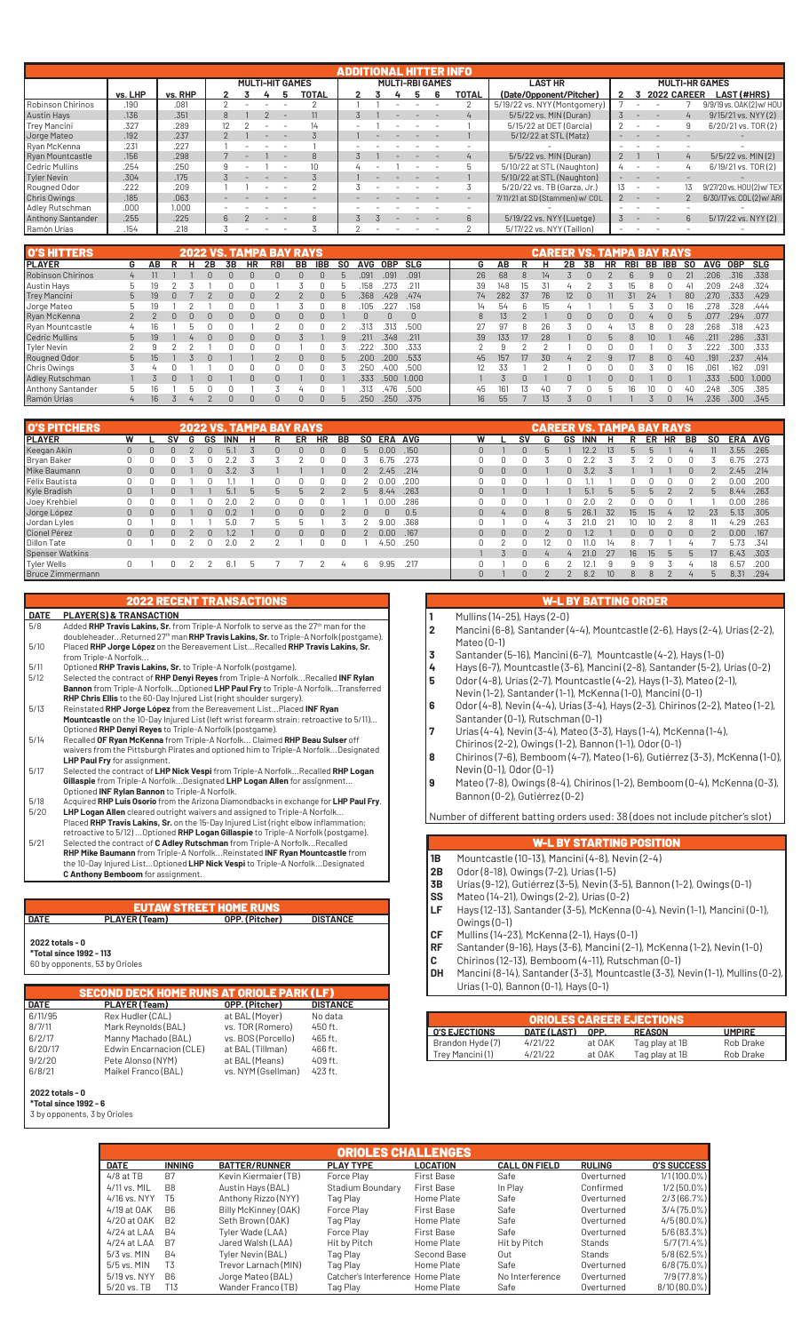## ADDITIONAL HITTER INFO

| | vs. LHP | vs. RHP | MULTI-HIT GAMES 2 | 3 | 4 | 5 | TOTAL | MULTI-RBI GAMES 2 | 3 | 4 | 5 | 6 | TOTAL | LAST HR (Date/Opponent/Pitcher) | MULTI-HR GAMES 2 | 3 | 2022 | CAREER | LAST (#HRS) |
|---|---|---|---|---|---|---|---|---|---|---|---|---|---|---|---|---|---|---|---|
| Robinson Chirinos | .190 | .081 | 2 | - | - | - | 2 | 1 | 1 | - | - | - | 2 | 5/19/22 vs. NYY (Montgomery) | 7 | - | - | 7 | 9/9/19 vs. OAK (2) w/ HOU |
| Austin Hays | .136 | .351 | 8 | 1 | 2 | - | 11 | 3 | 1 | - | - | - | 4 | 5/5/22 vs. MIN (Duran) | 3 | - | - | 4 | 9/15/21 vs. NYY (2) |
| Trey Mancini | .327 | .289 | 12 | 2 | - | - | 14 | - | 1 | - | - | - | 1 | 5/15/22 at DET (Garcia) | 2 | - | - | 9 | 6/20/21 vs. TOR (2) |
| Jorge Mateo | .192 | .237 | 2 | 1 | - | - | 3 | 1 | - | - | - | - | 1 | 5/12/22 at STL (Matz) | - | - | - | - | - |
| Ryan McKenna | .231 | .227 | 1 | - | - | - | 1 | - | - | - | - | - | - | - | - | - | - | - | - |
| Ryan Mountcastle | .156 | .298 | 7 | - | 1 | - | 8 | 3 | 1 | - | - | - | 4 | 5/5/22 vs. MIN (Duran) | 2 | 1 | 1 | 4 | 5/5/22 vs. MIN (2) |
| Cedric Mullins | .254 | .250 | 9 | - | 1 | - | 10 | 4 | - | 1 | - | - | 5 | 5/10/22 at STL (Naughton) | 4 | - | - | 4 | 6/19/21 vs. TOR (2) |
| Tyler Nevin | .304 | .175 | 3 | - | - | - | 3 | 1 | - | - | - | - | 1 | 5/10/22 at STL (Naughton) | - | - | - | - | - |
| Rougned Odor | .222 | .209 | 1 | 1 | - | - | 2 | 3 | - | - | - | - | 3 | 5/20/22 vs. TB (Garza, Jr.) | 13 | - | - | 13 | 9/27/20 vs. HOU (2) w/ TEX |
| Chris Owings | .185 | .063 | - | - | - | - | - | - | - | - | - | - | - | 7/11/21 at SD (Stammen) w/ COL | 2 | - | - | 2 | 6/30/17 vs. COL (2) w/ ARI |
| Adley Rutschman | .000 | 1.000 | - | - | - | - | - | - | - | - | - | - | - | - | - | - | - | - | - |
| Anthony Santander | .255 | .225 | 6 | 2 | - | - | 8 | 3 | 3 | - | - | - | 6 | 5/19/22 vs. NYY (Luetge) | 3 | - | - | 6 | 5/17/22 vs. NYY (2) |
| Ramón Urías | .154 | .218 | 3 | - | - | - | 3 | 2 | - | - | - | - | 2 | 5/17/22 vs. NYY (Taillon) | - | - | - | - | - |

## O'S HITTERS

| PLAYER | 2022 VS. TAMPA BAY RAYS G | AB | R | H | 2B | 3B | HR | RBI | BB | IBB | SO | AVG | OBP | SLG | CAREER VS. TAMPA BAY RAYS G | AB | R | H | 2B | 3B | HR | RBI | BB | IBB | SO | AVG | OBP | SLG |
|---|---|---|---|---|---|---|---|---|---|---|---|---|---|---|---|---|---|---|---|---|---|---|---|---|---|---|---|---|
| Robinson Chirinos | 4 | 11 | 1 | 1 | 0 | 0 | 0 | 0 | 0 | 0 | 5 | .091 | .091 | .091 | 26 | 68 | 8 | 14 | 3 | 0 | 2 | 6 | 9 | 0 | 21 | .206 | .316 | .338 |
| Austin Hays | 5 | 19 | 2 | 3 | 1 | 0 | 0 | 1 | 3 | 0 | 5 | .158 | .273 | .211 | 39 | 148 | 15 | 31 | 4 | 2 | 3 | 15 | 8 | 0 | 41 | .209 | .248 | .324 |
| Trey Mancini | 5 | 19 | 0 | 7 | 2 | 0 | 0 | 2 | 2 | 0 | 5 | .368 | .429 | .474 | 74 | 282 | 37 | 76 | 12 | 0 | 11 | 31 | 24 | 1 | 80 | .270 | .333 | .429 |
| Jorge Mateo | 5 | 19 | 1 | 2 | 1 | 0 | 0 | 1 | 3 | 0 | 8 | .105 | .227 | .158 | 14 | 54 | 6 | 15 | 4 | 1 | 1 | 5 | 3 | 0 | 16 | .278 | .328 | .444 |
| Ryan McKenna | 2 | 2 | 0 | 0 | 0 | 0 | 0 | 0 | 0 | 0 | 1 | 0 | 0 | 0 | 8 | 13 | 2 | 1 | 0 | 0 | 0 | 0 | 4 | 0 | 5 | .077 | .294 | .077 |
| Ryan Mountcastle | 4 | 16 | 1 | 5 | 0 | 0 | 1 | 2 | 0 | 0 | 2 | .313 | .313 | .500 | 27 | 97 | 8 | 26 | 3 | 0 | 4 | 13 | 8 | 0 | 28 | .268 | .318 | .423 |
| Cedric Mullins | 5 | 19 | 1 | 4 | 0 | 0 | 0 | 0 | 3 | 1 | 9 | .211 | .348 | .211 | 39 | 133 | 17 | 28 | 1 | 0 | 5 | 8 | 10 | 1 | 46 | .211 | .286 | .331 |
| Tyler Nevin | 2 | 9 | 2 | 2 | 1 | 0 | 0 | 0 | 1 | 0 | 3 | .222 | .300 | .333 | 2 | 9 | 2 | 2 | 1 | 0 | 0 | 0 | 1 | 0 | 3 | .222 | .300 | .333 |
| Rougned Odor | 5 | 15 | 1 | 3 | 0 | 1 | 0 | 2 | 0 | 0 | 5 | .200 | .200 | .533 | 45 | 157 | 17 | 30 | 4 | 2 | 9 | 17 | 8 | 0 | 40 | .191 | .237 | .414 |
| Chris Owings | 3 | 4 | 0 | 1 | 1 | 0 | 0 | 0 | 0 | 0 | 3 | .250 | .400 | .500 | 12 | 33 | 1 | 2 | 1 | 0 | 0 | 0 | 3 | 0 | 16 | .061 | .162 | .091 |
| Adley Rutschman | 1 | 3 | 0 | 1 | 0 | 1 | 0 | 0 | 0 | 1 | 1 | .333 | .500 | 1.000 | 1 | 3 | 0 | 1 | 0 | 1 | 0 | 0 | 0 | 1 | 1 | .333 | .500 | 1.000 |
| Anthony Santander | 5 | 16 | 1 | 5 | 0 | 0 | 1 | 3 | 4 | 0 | 1 | .313 | .476 | .500 | 45 | 161 | 13 | 40 | 7 | 0 | 5 | 16 | 10 | 0 | 40 | .248 | .305 | .385 |
| Ramón Urías | 4 | 16 | 3 | 4 | 2 | 0 | 0 | 0 | 0 | 0 | 5 | .250 | .250 | .375 | 16 | 55 | 7 | 13 | 3 | 0 | 1 | 1 | 3 | 0 | 14 | .236 | .300 | .345 |

## O'S PITCHERS

| PLAYER | 2022 VS. TAMPA BAY RAYS W | L | SV | G | GS | INN | H | R | ER | HR | BB | SO | ERA | AVG | CAREER VS. TAMPA BAY RAYS W | L | SV | G | GS | INN | H | R | ER | HR | BB | SO | ERA | AVG |
|---|---|---|---|---|---|---|---|---|---|---|---|---|---|---|---|---|---|---|---|---|---|---|---|---|---|---|---|---|
| Keegan Akin | 0 | 0 | 0 | 2 | 0 | 5.1 | 3 | 0 | 0 | 0 | 0 | 5 | 0.00 | .150 | 0 | 1 | 0 | 5 | 1 | 12.2 | 13 | 5 | 5 | 1 | 4 | 11 | 3.55 | .265 |
| Bryan Baker | 0 | 0 | 0 | 3 | 0 | 2.2 | 3 | 3 | 2 | 0 | 0 | 3 | 6.75 | .273 | 0 | 0 | 0 | 3 | 0 | 2.2 | 3 | 3 | 2 | 0 | 0 | 3 | 6.75 | .273 |
| Mike Baumann | 0 | 0 | 0 | 1 | 0 | 3.2 | 3 | 1 | 1 | 1 | 0 | 2 | 2.45 | .214 | 0 | 0 | 0 | 1 | 0 | 3.2 | 3 | 1 | 1 | 1 | 0 | 2 | 2.45 | .214 |
| Félix Bautista | 0 | 0 | 0 | 1 | 0 | 1.1 | 1 | 0 | 0 | 0 | 0 | 2 | 0.00 | .200 | 0 | 0 | 0 | 1 | 0 | 1.1 | 1 | 0 | 0 | 0 | 0 | 2 | 0.00 | .200 |
| Kyle Bradish | 0 | 1 | 0 | 1 | 1 | 5.1 | 5 | 5 | 5 | 2 | 2 | 5 | 8.44 | .263 | 0 | 1 | 0 | 1 | 1 | 5.1 | 5 | 5 | 5 | 2 | 2 | 5 | 8.44 | .263 |
| Joey Krehbiel | 0 | 0 | 0 | 1 | 0 | 2.0 | 2 | 0 | 0 | 0 | 0 | 1 | 0.00 | .286 | 0 | 0 | 0 | 1 | 0 | 2.0 | 2 | 0 | 0 | 0 | 0 | 1 | 0.00 | .286 |
| Jorge López | 0 | 0 | 0 | 1 | 0 | 0.2 | 1 | 0 | 0 | 0 | 2 | 0 | 0 | 0.5 | 0 | 4 | 0 | 8 | 5 | 26.1 | 32 | 15 | 15 | 4 | 12 | 23 | 5.13 | .305 |
| Jordan Lyles | 0 | 1 | 0 | 1 | 1 | 5.0 | 7 | 5 | 5 | 1 | 3 | 2 | 9.00 | .368 | 0 | 1 | 0 | 4 | 3 | 21.0 | 21 | 10 | 10 | 2 | 8 | 11 | 4.29 | .263 |
| Cionel Pérez | 0 | 0 | 0 | 2 | 0 | 1.2 | 1 | 0 | 0 | 0 | 0 | 2 | 0.00 | .167 | 0 | 0 | 0 | 2 | 0 | 1.2 | 1 | 0 | 0 | 0 | 0 | 2 | 0.00 | .167 |
| Dillon Tate | 0 | 1 | 0 | 2 | 0 | 2.0 | 2 | 2 | 1 | 0 | 0 | 1 | 4.50 | .250 | 0 | 2 | 0 | 12 | 0 | 11.0 | 14 | 8 | 7 | 1 | 4 | 7 | 5.73 | .341 |
| Spenser Watkins | | | | | | | | | | | | | | | 1 | 3 | 0 | 4 | 4 | 21.0 | 27 | 16 | 15 | 5 | 5 | 17 | 6.43 | .303 |
| Tyler Wells | 0 | 1 | 0 | 2 | 2 | 6.1 | 5 | 7 | 7 | 2 | 4 | 6 | 9.95 | .217 | 0 | 1 | 0 | 6 | 2 | 12.1 | 9 | 9 | 9 | 3 | 4 | 18 | 6.57 | .200 |
| Bruce Zimmermann | | | | | | | | | | | | | | | 0 | 1 | 0 | 2 | 2 | 8.2 | 10 | 8 | 8 | 2 | 4 | 5 | 8.31 | .294 |

## 2022 RECENT TRANSACTIONS

| DATE | PLAYER(S) & TRANSACTION |
|---|---|
| 5/8 | Added **RHP Travis Lakins, Sr.** from Triple-A Norfolk to serve as the 27th man for the doubleheader...Returned 27th man **RHP Travis Lakins, Sr.** to Triple-A Norfolk (postgame). |
| 5/10 | Placed **RHP Jorge López** on the Bereavement List...Recalled **RHP Travis Lakins, Sr.** from Triple-A Norfolk... |
| 5/11 | Optioned **RHP Travis Lakins, Sr.** to Triple-A Norfolk (postgame). |
| 5/12 | Selected the contract of **RHP Denyi Reyes** from Triple-A Norfolk...Recalled **INF Rylan Bannon** from Triple-A Norfolk...Optioned **LHP Paul Fry** to Triple-A Norfolk...Transferred **RHP Chris Ellis** to the 60-Day Injured List (right shoulder surgery). |
| 5/13 | Reinstated **RHP Jorge López** from the Bereavement List...Placed **INF Ryan Mountcastle** on the 10-Day Injured List (left wrist forearm strain; retroactive to 5/11)... Optioned **RHP Denyi Reyes** to Triple-A Norfolk (postgame). |
| 5/14 | Recalled **OF Ryan McKenna** from Triple-A Norfolk... Claimed **RHP Beau Sulser** off waivers from the Pittsburgh Pirates and optioned him to Triple-A Norfolk...Designated **LHP Paul Fry** for assignment. |
| 5/17 | Selected the contract of **LHP Nick Vespi** from Triple-A Norfolk...Recalled **RHP Logan Gillaspie** from Triple-A Norfolk...Designated **LHP Logan Allen** for assignment... Optioned **INF Rylan Bannon** to Triple-A Norfolk. |
| 5/18 | Acquired **RHP Luis Osorio** from the Arizona Diamondbacks in exchange for **LHP Paul Fry**. |
| 5/20 | **LHP Logan Allen** cleared outright waivers and assigned to Triple-A Norfolk... Placed **RHP Travis Lakins, Sr.** on the 15-Day Injured List (right elbow inflammation; retroactive to 5/12)...Optioned **RHP Logan Gillaspie** to Triple-A Norfolk (postgame). |
| 5/21 | Selected the contract of **C Adley Rutschman** from Triple-A Norfolk...Recalled **RHP Mike Baumann** from Triple-A Norfolk...Reinstated **INF Ryan Mountcastle** from the 10-Day Injured List...Optioned **LHP Nick Vespi** to Triple-A Norfolk...Designated **C Anthony Bemboom** for assignment. |

## EUTAW STREET HOME RUNS

| DATE | PLAYER (Team) | OPP. (Pitcher) | DISTANCE |
|---|---|---|---|

**2022 totals - 0**
***Total since 1992 - 113***
60 by opponents, 53 by Orioles

## SECOND DECK HOME RUNS AT ORIOLE PARK (LF)

| DATE | PLAYER (Team) | OPP. (Pitcher) | DISTANCE |
|---|---|---|---|
| 6/11/95 | Rex Hudler (CAL) | at BAL (Moyer) | No data |
| 8/7/11 | Mark Reynolds (BAL) | vs. TOR (Romero) | 450 ft. |
| 6/2/17 | Manny Machado (BAL) | vs. BOS (Porcello) | 465 ft. |
| 6/20/17 | Edwin Encarnacion (CLE) | at BAL (Tillman) | 466 ft. |
| 9/2/20 | Pete Alonso (NYM) | at BAL (Means) | 409 ft. |
| 6/8/21 | Maikel Franco (BAL) | vs. NYM (Gsellman) | 423 ft. |

**2022 totals - 0**
***Total since 1992 - 6***
3 by opponents, 3 by Orioles

## W-L BY BATTING ORDER

1. Mullins (14-25), Hays (2-0)
2. Mancini (6-8), Santander (4-4), Mountcastle (2-6), Hays (2-4), Urias (2-2), Mateo (0-1)
3. Santander (5-16), Mancini (6-7), Mountcastle (4-2), Hays (1-0)
4. Hays (6-7), Mountcastle (3-6), Mancini (2-8), Santander (5-2), Urias (0-2)
5. Odor (4-8), Urias (2-7), Mountcastle (4-2), Hays (1-3), Mateo (2-1), Nevin (1-2), Santander (1-1), McKenna (1-0), Mancini (0-1)
6. Odor (4-8), Nevin (4-4), Urias (3-4), Hays (2-3), Chirinos (2-2), Mateo (1-2), Santander (0-1), Rutschman (0-1)
7. Urias (4-4), Nevin (3-4), Mateo (3-3), Hays (1-4), McKenna (1-4), Chirinos (2-2), Owings (1-2), Bannon (1-1), Odor (0-1)
8. Chirinos (7-6), Bemboom (4-7), Mateo (1-6), Gutiérrez (3-3), McKenna (1-0), Nevin (0-1), Odor (0-1)
9. Mateo (7-8), Owings (8-4), Chirinos (1-2), Bemboom (0-4), McKenna (0-3), Bannon (0-2), Gutiérrez (0-2)

Number of different batting orders used: 38 (does not include pitcher's slot)

## W-L BY STARTING POSITION

- **1B** Mountcastle (10-13), Mancini (4-8), Nevin (2-4)
- **2B** Odor (8-18), Owings (7-2), Urias (1-5)
- **3B** Urias (9-12), Gutiérrez (3-5), Nevin (3-5), Bannon (1-2), Owings (0-1)
- **SS** Mateo (14-21), Owings (2-2), Urias (0-2)
- **LF** Hays (12-13), Santander (3-5), McKenna (0-4), Nevin (1-1), Mancini (0-1), Owings (0-1)
- **CF** Mullins (14-23), McKenna (2-1), Hays (0-1)
- **RF** Santander (9-16), Hays (3-6), Mancini (2-1), McKenna (1-2), Nevin (1-0)
- **C** Chirinos (12-13), Bemboom (4-11), Rutschman (0-1)
- **DH** Mancini (8-14), Santander (3-3), Mountcastle (3-3), Nevin (1-1), Mullins (0-2), Urias (1-0), Bannon (0-1), Hays (0-1)

## ORIOLES CAREER EJECTIONS

| O'S EJECTIONS | DATE (LAST) | OPP. | REASON | UMPIRE |
|---|---|---|---|---|
| Brandon Hyde (7) | 4/21/22 | at OAK | Tag play at 1B | Rob Drake |
| Trey Mancini (1) | 4/21/22 | at OAK | Tag play at 1B | Rob Drake |

## ORIOLES CHALLENGES

| DATE | INNING | BATTER/RUNNER | PLAY TYPE | LOCATION | CALL ON FIELD | RULING | O'S SUCCESS |
|---|---|---|---|---|---|---|---|
| 4/8 at TB | B7 | Kevin Kiermaier (TB) | Force Play | First Base | Safe | Overturned | 1/1 (100.0%) |
| 4/11 vs. MIL | B8 | Austin Hays (BAL) | Stadium Boundary | First Base | In Play | Confirmed | 1/2 (50.0%) |
| 4/16 vs. NYY | T5 | Anthony Rizzo (NYY) | Tag Play | Home Plate | Safe | Overturned | 2/3 (66.7%) |
| 4/19 at OAK | B6 | Billy McKinney (OAK) | Force Play | First Base | Safe | Overturned | 3/4 (75.0%) |
| 4/20 at OAK | B2 | Seth Brown (OAK) | Tag Play | Home Plate | Safe | Overturned | 4/5 (80.0%) |
| 4/24 at LAA | B4 | Tyler Wade (LAA) | Force Play | First Base | Safe | Overturned | 5/6 (83.3%) |
| 4/24 at LAA | B7 | Jared Walsh (LAA) | Hit by Pitch | Hit by Pitch | Hit by Pitch | Stands | 5/7 (71.4%) |
| 5/3 vs. MIN | B4 | Tyler Nevin (BAL) | Tag Play | Second Base | Out | Stands | 5/8 (62.5%) |
| 5/5 vs. MIN | T3 | Trevor Larnach (MIN) | Tag Play | Home Plate | Safe | Overturned | 6/8 (75.0%) |
| 5/19 vs. NYY | B6 | Jorge Mateo (BAL) | Catcher's Interference | Home Plate | No Interference | Overturned | 7/9 (77.8%) |
| 5/20 vs. TB | T13 | Wander Franco (TB) | Tag Play | Home Plate | Safe | Overturned | 8/10 (80.0%) |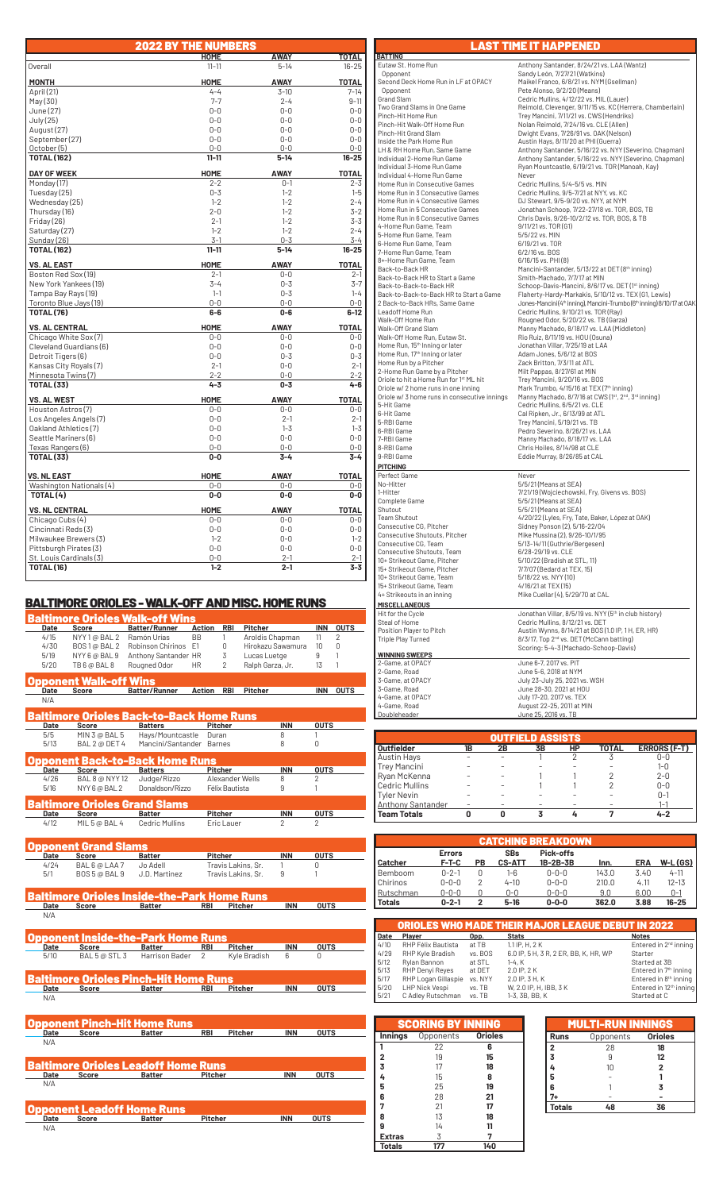## 2022 BY THE NUMBERS

| | HOME | AWAY | TOTAL |
|---|---|---|---|
| Overall | 11-11 | 5-14 | 16-25 |
| **MONTH** | **HOME** | **AWAY** | **TOTAL** |
| April (21) | 4-4 | 3-10 | 7-14 |
| May (30) | 7-7 | 2-4 | 9-11 |
| June (27) | 0-0 | 0-0 | 0-0 |
| July (25) | 0-0 | 0-0 | 0-0 |
| August (27) | 0-0 | 0-0 | 0-0 |
| September (27) | 0-0 | 0-0 | 0-0 |
| October (5) | 0-0 | 0-0 | 0-0 |
| **TOTAL (162)** | **11-11** | **5-14** | **16-25** |
| **DAY OF WEEK** | **HOME** | **AWAY** | **TOTAL** |
| Monday (17) | 2-2 | 0-1 | 2-3 |
| Tuesday (25) | 0-3 | 1-2 | 1-5 |
| Wednesday (25) | 1-2 | 1-2 | 2-4 |
| Thursday (16) | 2-0 | 1-2 | 3-2 |
| Friday (26) | 2-1 | 1-2 | 3-3 |
| Saturday (27) | 1-2 | 1-2 | 2-4 |
| Sunday (26) | 3-1 | 0-3 | 3-4 |
| **TOTAL (162)** | **11-11** | **5-14** | **16-25** |
| **VS. AL EAST** | **HOME** | **AWAY** | **TOTAL** |
| Boston Red Sox (19) | 2-1 | 0-0 | 2-1 |
| New York Yankees (19) | 3-4 | 0-3 | 3-7 |
| Tampa Bay Rays (19) | 1-1 | 0-3 | 1-4 |
| Toronto Blue Jays (19) | 0-0 | 0-0 | 0-0 |
| **TOTAL (76)** | **6-6** | **0-6** | **6-12** |
| **VS. AL CENTRAL** | **HOME** | **AWAY** | **TOTAL** |
| Chicago White Sox (7) | 0-0 | 0-0 | 0-0 |
| Cleveland Guardians (6) | 0-0 | 0-0 | 0-0 |
| Detroit Tigers (6) | 0-0 | 0-3 | 0-3 |
| Kansas City Royals (7) | 2-1 | 0-0 | 2-1 |
| Minnesota Twins (7) | 2-2 | 0-0 | 2-2 |
| **TOTAL (33)** | **4-3** | **0-3** | **4-6** |
| **VS. AL WEST** | **HOME** | **AWAY** | **TOTAL** |
| Houston Astros (7) | 0-0 | 0-0 | 0-0 |
| Los Angeles Angels (7) | 0-0 | 2-1 | 2-1 |
| Oakland Athletics (7) | 0-0 | 1-3 | 1-3 |
| Seattle Mariners (6) | 0-0 | 0-0 | 0-0 |
| Texas Rangers (6) | 0-0 | 0-0 | 0-0 |
| **TOTAL (33)** | **0-0** | **3-4** | **3-4** |
| **VS. NL EAST** | **HOME** | **AWAY** | **TOTAL** |
| Washington Nationals (4) | 0-0 | 0-0 | 0-0 |
| **TOTAL (4)** | **0-0** | **0-0** | **0-0** |
| **VS. NL CENTRAL** | **HOME** | **AWAY** | **TOTAL** |
| Chicago Cubs (4) | 0-0 | 0-0 | 0-0 |
| Cincinnati Reds (3) | 0-0 | 0-0 | 0-0 |
| Milwaukee Brewers (3) | 1-2 | 0-0 | 1-2 |
| Pittsburgh Pirates (3) | 0-0 | 0-0 | 0-0 |
| St. Louis Cardinals (3) | 0-0 | 2-1 | 2-1 |
| **TOTAL (16)** | **1-2** | **2-1** | **3-3** |

## BALTIMORE ORIOLES - WALK-OFF AND MISC. HOME RUNS

### Baltimore Orioles Walk-off Wins

| Date | Score | Batter/Runner | Action | RBI | Pitcher | INN | OUTS |
|---|---|---|---|---|---|---|---|
| 4/15 | NYY 1 @ BAL 2 | Ramón Urías | BB | 1 | Aroldis Chapman | 11 | 2 |
| 4/30 | BOS 1 @ BAL 2 | Robinson Chirinos | E1 | 0 | Hirokazu Sawamura | 10 | 0 |
| 5/19 | NYY 6 @ BAL 9 | Anthony Santander | HR | 3 | Lucas Luetge | 9 | 1 |
| 5/20 | TB 6 @ BAL 8 | Rougned Odor | HR | 2 | Ralph Garza, Jr. | 13 | 1 |

### Opponent Walk-off Wins

| Date | Score | Batter/Runner | Action | RBI | Pitcher | INN | OUTS |
|---|---|---|---|---|---|---|---|
| N/A | | | | | | | |

### Baltimore Orioles Back-to-Back Home Runs

| Date | Score | Batters | Pitcher | INN | OUTS |
|---|---|---|---|---|---|
| 5/5 | MIN 3 @ BAL 5 | Hays/Mountcastle | Duran | 8 | 1 |
| 5/13 | BAL 2 @ DET 4 | Mancini/Santander | Barnes | 8 | 0 |

### Opponent Back-to-Back Home Runs

| Date | Score | Batters | Pitcher | INN | OUTS |
|---|---|---|---|---|---|
| 4/26 | BAL 8 @ NYY 12 | Judge/Rizzo | Alexander Wells | 8 | 2 |
| 5/16 | NYY 6 @ BAL 2 | Donaldson/Rizzo | Félix Bautista | 9 | 1 |

### Baltimore Orioles Grand Slams

| Date | Score | Batter | Pitcher | INN | OUTS |
|---|---|---|---|---|---|
| 4/12 | MIL 5 @ BAL 4 | Cedric Mullins | Eric Lauer | 2 | 2 |

### Opponent Grand Slams

| Date | Score | Batter | Pitcher | INN | OUTS |
|---|---|---|---|---|---|
| 4/24 | BAL 6 @ LAA 7 | Jo Adell | Travis Lakins, Sr. | 1 | 0 |
| 5/1 | BOS 5 @ BAL 9 | J.D. Martinez | Travis Lakins, Sr. | 9 | 1 |

### Baltimore Orioles Inside-the-Park Home Runs

| Date | Score | Batter | RBI | Pitcher | INN | OUTS |
|---|---|---|---|---|---|---|
| N/A | | | | | | |

### Opponent Inside-the-Park Home Runs

| Date | Score | Batter | RBI | Pitcher | INN | OUTS |
|---|---|---|---|---|---|---|
| 5/10 | BAL 5 @ STL 3 | Harrison Bader | 2 | Kyle Bradish | 6 | 0 |

### Baltimore Orioles Pinch-Hit Home Runs

| Date | Score | Batter | RBI | Pitcher | INN | OUTS |
|---|---|---|---|---|---|---|
| N/A | | | | | | |

### Opponent Pinch-Hit Home Runs

| Date | Score | Batter | RBI | Pitcher | INN | OUTS |
|---|---|---|---|---|---|---|
| N/A | | | | | | |

### Baltimore Orioles Leadoff Home Runs

| Date | Score | Batter | Pitcher | INN | OUTS |
|---|---|---|---|---|---|
| N/A | | | | | |

### Opponent Leadoff Home Runs

| Date | Score | Batter | Pitcher | INN | OUTS |
|---|---|---|---|---|---|
| N/A | | | | | |

## LAST TIME IT HAPPENED

| BATTING | |
|---|---|
| Eutaw St. Home Run | Anthony Santander, 8/24/21 vs. LAA (Wantz) |
| Opponent | Sandy León, 7/27/21 (Watkins) |
| Second Deck Home Run in LF at OPACY | Maikel Franco, 6/8/21 vs. NYM (Gsellman) |
| Opponent | Pete Alonso, 9/2/20 (Means) |
| Grand Slam | Cedric Mullins, 4/12/22 vs. MIL (Lauer) |
| Two Grand Slams in One Game | Reimold, Clevenger, 9/11/15 vs. KC (Herrera, Chamberlain) |
| Pinch-Hit Home Run | Trey Mancini, 7/11/21 vs. CWS (Hendriks) |
| Pinch-Hit Walk-Off Home Run | Nolan Reimold, 7/24/16 vs. CLE (Allen) |
| Pinch-Hit Grand Slam | Dwight Evans, 7/26/91 vs. OAK (Nelson) |
| Inside the Park Home Run | Austin Hays, 8/11/20 at PHI (Guerra) |
| LH & RH Home Run, Same Game | Anthony Santander, 5/16/22 vs. NYY (Severino, Chapman) |
| Individual 2-Home Run Game | Anthony Santander, 5/16/22 vs. NYY (Severino, Chapman) |
| Individual 3-Home Run Game | Ryan Mountcastle, 6/19/21 vs. TOR (Manoah, Kay) |
| Individual 4-Home Run Game | Never |
| Home Run in Consecutive Games | Cedric Mullins, 5/4-5/5 vs. MIN |
| Home Run in 3 Consecutive Games | Cedric Mullins, 9/5-7/21 at NYY, vs. KC |
| Home Run in 4 Consecutive Games | DJ Stewart, 9/5-9/20 vs. NYY, at NYM |
| Home Run in 5 Consecutive Games | Jonathan Schoop, 7/22-27/18 vs. TOR, BOS, TB |
| Home Run in 6 Consecutive Games | Chris Davis, 9/26-10/2/12 vs. TOR, BOS, & TB |
| 4-Home Run Game, Team | 9/11/21 vs. TOR (G1) |
| 5-Home Run Game, Team | 5/5/22 vs. MIN |
| 6-Home Run Game, Team | 6/19/21 vs. TOR |
| 7-Home Run Game, Team | 6/2/16 vs. BOS |
| 8+-Home Run Game, Team | 6/16/15 vs. PHI (8) |
| Back-to-Back HR | Mancini-Santander, 5/13/22 at DET (8th inning) |
| Back-to-Back HR to Start a Game | Smith-Machado, 7/7/17 at MIN |
| Back-to-Back-to-Back HR | Schoop-Davis-Mancini, 8/6/17 vs. DET (1st inning) |
| Back-to-Back-to-Back HR to Start a Game | Flaherty-Hardy-Markakis, 5/10/12 vs. TEX (G1, Lewis) |
| 2 Back-to-Back HRs, Same Game | Jones-Mancini (4th inning), Mancini-Trumbo (6th inning) 8/10/17 at OAK |
| Leadoff Home Run | Cedric Mullins, 9/10/21 vs. TOR (Ray) |
| Walk-Off Home Run | Rougned Odor, 5/20/22 vs. TB (Garza) |
| Walk-Off Grand Slam | Manny Machado, 8/18/17 vs. LAA (Middleton) |
| Walk-Off Home Run, Eutaw St. | Rio Ruiz, 8/11/19 vs. HOU (Osuna) |
| Home Run, 15th Inning or later | Jonathan Villar, 7/25/19 at LAA |
| Home Run, 17th Inning or later | Adam Jones, 5/6/12 at BOS |
| Home Run by a Pitcher | Zack Britton, 7/3/11 at ATL |
| 2-Home Run Game by a Pitcher | Milt Pappas, 8/27/61 at MIN |
| Oriole to hit a Home Run for 1st ML hit | Trey Mancini, 9/20/16 vs. BOS |
| Oriole w/ 2 home runs in one inning | Mark Trumbo, 4/15/16 at TEX (7th inning) |
| Oriole w/ 3 home runs in consecutive innings | Manny Machado, 8/7/16 at CWS (1st, 2nd, 3rd inning) |
| 5-Hit Game | Cedric Mullins, 6/5/21 vs. CLE |
| 6-Hit Game | Cal Ripken, Jr., 6/13/99 at ATL |
| 5-RBI Game | Trey Mancini, 5/19/21 vs. TB |
| 6-RBI Game | Pedro Severino, 8/26/21 vs. LAA |
| 7-RBI Game | Manny Machado, 8/18/17 vs. LAA |
| 8-RBI Game | Chris Hoiles, 8/14/98 at CLE |
| 9-RBI Game | Eddie Murray, 8/26/85 at CAL |
| **PITCHING** | |
| Perfect Game | Never |
| No-Hitter | 5/5/21 (Means at SEA) |
| 1-Hitter | 7/21/19 (Wojciechowski, Fry, Givens vs. BOS) |
| Complete Game | 5/5/21 (Means at SEA) |
| Shutout | 5/5/21 (Means at SEA) |
| Team Shutout | 4/20/22 (Lyles, Fry, Tate, Baker, López at OAK) |
| Consecutive CG, Pitcher | Sidney Ponson (2), 5/16-22/04 |
| Consecutive Shutouts, Pitcher | Mike Mussina (2), 9/26-10/1/95 |
| Consecutive CG, Team | 5/13-14/11 (Guthrie/Bergesen) |
| Consecutive Shutouts, Team | 6/28-29/19 vs. CLE |
| 10+ Strikeout Game, Pitcher | 5/10/22 (Bradish at STL, 11) |
| 15+ Strikeout Game, Pitcher | 7/7/07 (Bedard at TEX, 15) |
| 10+ Strikeout Game, Team | 5/18/22 vs. NYY (10) |
| 15+ Strikeout Game, Team | 4/16/21 at TEX (15) |
| 4+ Strikeouts in an inning | Mike Cuellar (4), 5/29/70 at CAL |
| **MISCELLANEOUS** | |
| Hit for the Cycle | Jonathan Villar, 8/5/19 vs. NYY (5th in club history) |
| Steal of Home | Cedric Mullins, 8/12/21 vs. DET |
| Position Player to Pitch | Austin Wynns, 8/14/21 at BOS (1.0 IP, 1 H, ER, HR) |
| Triple Play Turned | 8/3/17, Top 2nd vs. DET (McCann batting) |
| | Scoring: 5-4-3 (Machado-Schoop-Davis) |
| **WINNING SWEEPS** | |
| 2-Game, at OPACY | June 6-7, 2017 vs. PIT |
| 2-Game, Road | June 5-6, 2018 at NYM |
| 3-Game, at OPACY | July 23-July 25, 2021 vs. WSH |
| 3-Game, Road | June 28-30, 2021 at HOU |
| 4-Game, at OPACY | July 17-20, 2017 vs. TEX |
| 4-Game, Road | August 22-25, 2011 at MIN |
| Doubleheader | June 25, 2016 vs. TB |

## OUTFIELD ASSISTS

| Outfielder | 1B | 2B | 3B | HP | TOTAL | ERRORS (F-T) |
|---|---|---|---|---|---|---|
| Austin Hays | - | - | 1 | 2 | 3 | 0-0 |
| Trey Mancini | - | - | - | - | - | 1-0 |
| Ryan McKenna | - | - | 1 | 1 | 2 | 2-0 |
| Cedric Mullins | - | - | 1 | 1 | 2 | 0-0 |
| Tyler Nevin | - | - | - | - | - | 0-1 |
| Anthony Santander | - | - | - | - | - | 1-1 |
| **Team Totals** | **0** | **0** | **3** | **4** | **7** | **4-2** |

## CATCHING BREAKDOWN

| Catcher | Errors F-T-C | PB | SBs CS-ATT | Pick-offs 1B-2B-3B | Inn. | ERA | W-L (GS) |
|---|---|---|---|---|---|---|---|
| Bemboom | 0-2-1 | 0 | 1-6 | 0-0-0 | 143.0 | 3.40 | 4-11 |
| Chirinos | 0-0-0 | 2 | 4-10 | 0-0-0 | 210.0 | 4.11 | 12-13 |
| Rutschman | 0-0-0 | 0 | 0-0 | 0-0-0 | 9.0 | 6.00 | 0-1 |
| **Totals** | **0-2-1** | **2** | **5-16** | **0-0-0** | **362.0** | **3.88** | **16-25** |

## ORIOLES WHO MADE THEIR MAJOR LEAGUE DEBUT IN 2022

| Date | Player | Opp. | Stats | Notes |
|---|---|---|---|---|
| 4/10 | RHP Félix Bautista | at TB | 1.1 IP, H, 2 K | Entered in 2nd inning |
| 4/29 | RHP Kyle Bradish | vs. BOS | 6.0 IP, 5 H, 3 R, 2 ER, BB, K, HR, WP | Starter |
| 5/12 | Rylan Bannon | at STL | 1-4, K | Started at 3B |
| 5/13 | RHP Denyi Reyes | at DET | 2.0 IP, 2 K | Entered in 7th inning |
| 5/17 | RHP Logan Gillaspie | vs. NYY | 2.0 IP, 3 H, K | Entered in 8th inning |
| 5/20 | LHP Nick Vespi | vs. TB | W, 2.0 IP, H, IBB, 3 K | Entered in 12th inning |
| 5/21 | C Adley Rutschman | vs. TB | 1-3, 3B, BB, K | Started at C |

## SCORING BY INNING

| Innings | Opponents | Orioles |
|---|---|---|
| 1 | 22 | 6 |
| 2 | 19 | 15 |
| 3 | 17 | 18 |
| 4 | 15 | 8 |
| 5 | 25 | 19 |
| 6 | 28 | 21 |
| 7 | 21 | 17 |
| 8 | 13 | 18 |
| 9 | 14 | 11 |
| Extras | 3 | 7 |
| **Totals** | **177** | **140** |

## MULTI-RUN INNINGS

| Runs | Opponents | Orioles |
|---|---|---|
| 2 | 28 | 18 |
| 3 | 9 | 12 |
| 4 | 10 | 2 |
| 5 | - | 1 |
| 6 | 1 | 3 |
| 7+ | - | - |
| **Totals** | **48** | **36** |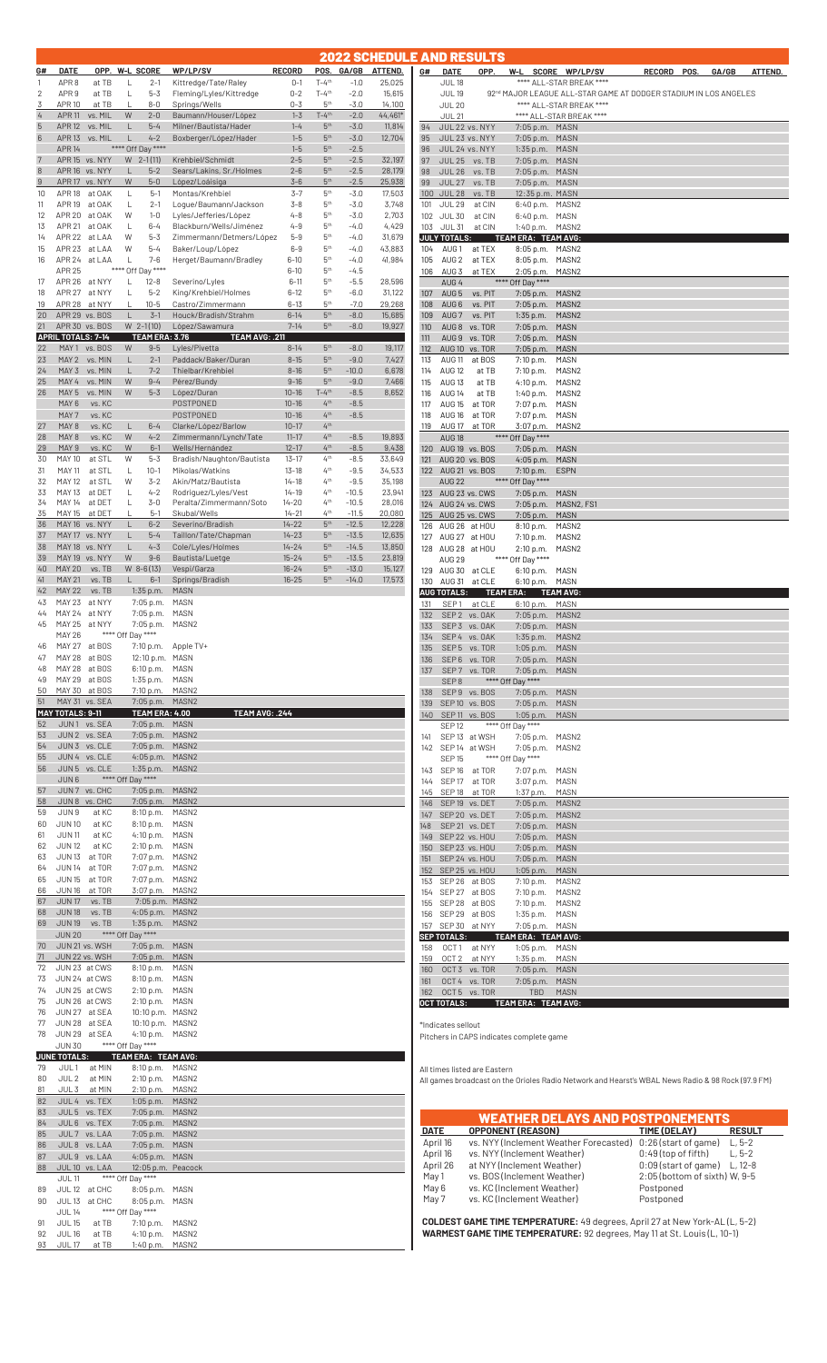# 2022 SCHEDULE AND RESULTS

| G# | DATE | OPP. | W-L | SCORE | WP/LP/SV | RECORD | POS. | GA/GB | ATTEND. |
|---|---|---|---|---|---|---|---|---|---|
| 1 | APR 8 | at TB | L | 2-1 | Kittredge/Tate/Raley | 0-1 | T-4th | -1.0 | 25,025 |
| 2 | APR 9 | at TB | L | 5-3 | Fleming/Lyles/Kittredge | 0-2 | T-4th | -2.0 | 15,615 |
| 3 | APR 10 | at TB | L | 8-0 | Springs/Wells | 0-3 | 5th | -3.0 | 14,100 |
| 4 | APR 11 | vs. MIL | W | 2-0 | Baumann/Houser/López | 1-3 | T-4th | -2.0 | 44,461* |
| 5 | APR 12 | vs. MIL | L | 5-4 | Milner/Bautista/Hader | 1-4 | 5th | -3.0 | 11,814 |
| 6 | APR 13 | vs. MIL | L | 4-2 | Boxberger/López/Hader | 1-5 | 5th | -3.0 | 12,704 |
| | APR 14 | | | **** Off Day **** | | 1-5 | 5th | -2.5 | |
| 7 | APR 15 | vs. NYY | W | 2-1 (11) | Krehbiel/Schmidt | 2-5 | 5th | -2.5 | 32,197 |
| 8 | APR 16 | vs. NYY | L | 5-2 | Sears/Lakins, Sr./Holmes | 2-6 | 5th | -2.5 | 28,179 |
| 9 | APR 17 | vs. NYY | W | 5-0 | López/Loáisiga | 3-6 | 5th | -2.5 | 25,938 |
| 10 | APR 18 | at OAK | L | 5-1 | Montas/Krehbiel | 3-7 | 5th | -3.0 | 17,503 |
| 11 | APR 19 | at OAK | L | 2-1 | Logue/Baumann/Jackson | 3-8 | 5th | -3.0 | 3,748 |
| 12 | APR 20 | at OAK | W | 1-0 | Lyles/Jefferies/López | 4-8 | 5th | -3.0 | 2,703 |
| 13 | APR 21 | at OAK | L | 6-4 | Blackburn/Wells/Jiménez | 4-9 | 5th | -4.0 | 4,429 |
| 14 | APR 22 | at LAA | L | 5-3 | Zimmermann/Detmers/López | 5-9 | 5th | -4.0 | 31,679 |
| 15 | APR 23 | at LAA | W | 5-4 | Baker/Loup/López | 6-9 | 5th | -4.0 | 43,883 |
| 16 | APR 24 | at LAA | L | 7-6 | Herget/Baumann/Bradley | 6-10 | 5th | -4.0 | 41,984 |
| | APR 25 | | | **** Off Day **** | | 6-10 | 5th | -4.5 | |
| 17 | APR 26 | at NYY | L | 12-8 | Severino/Lyles | 6-11 | 5th | -5.5 | 28,596 |
| 18 | APR 27 | at NYY | L | 5-2 | King/Krehbiel/Holmes | 6-12 | 5th | -6.0 | 31,122 |
| 19 | APR 28 | at NYY | L | 10-5 | Castro/Zimmermann | 6-13 | 5th | -7.0 | 29,268 |
| 20 | APR 29 | vs. BOS | L | 3-1 | Houck/Braddish/Strahm | 6-14 | 5th | -8.0 | 15,685 |
| 21 | APR 30 | vs. BOS | W | 2-1 (10) | López/Sawamura | 7-14 | 5th | -8.0 | 19,927 |
| **APRIL TOTALS: 7-14** | | | **TEAM ERA: 3.76** | | **TEAM AVG: .211** | | | | |
| 22 | MAY 1 | vs. BOS | W | 9-5 | Lyles/Pivetta | 8-14 | 5th | -8.0 | 19,117 |
| 23 | MAY 2 | vs. MIN | L | 2-1 | Paddack/Baker/Duran | 8-15 | 5th | -9.0 | 7,427 |
| 24 | MAY 3 | vs. MIN | L | 7-2 | Thielbar/Krehbiel | 8-16 | 5th | -10.0 | 6,678 |
| 25 | MAY 4 | vs. MIN | W | 9-4 | Pérez/Bundy | 9-16 | 5th | -9.0 | 7,466 |
| 26 | MAY 5 | vs. MIN | W | 5-3 | López/Duran | 10-16 | T-4th | -8.5 | 8,652 |
| | MAY 6 | vs. KC | | | POSTPONED | 10-16 | 4th | -8.5 | |
| | MAY 7 | vs. KC | | | POSTPONED | 10-16 | 4th | -8.5 | |
| 27 | MAY 8 | vs. KC | L | 6-4 | Clarke/López/Barlow | 10-17 | 4th | | |
| 28 | MAY 8 | vs. KC | W | 4-2 | Zimmermann/Lynch/Tate | 11-17 | 4th | -8.5 | 19,883 |
| 29 | MAY 9 | vs. KC | W | 6-1 | Wells/Hernández | 12-17 | 4th | -8.5 | 9,438 |
| 30 | MAY 10 | at STL | W | 5-3 | Bradish/Naughton/Bautista | 13-17 | 4th | -8.5 | 33,649 |
| 31 | MAY 11 | at STL | L | 10-1 | Mikolas/Watkins | 13-18 | 4th | -9.5 | 34,533 |
| 32 | MAY 12 | at STL | W | 3-2 | Akin/Matz/Bautista | 14-18 | 4th | -9.5 | 35,198 |
| 33 | MAY 13 | at DET | L | 4-2 | Rodriguez/Lyles/Vest | 14-19 | 4th | -10.5 | 23,941 |
| 34 | MAY 14 | at DET | L | 3-0 | Peralta/Zimmermann/Soto | 14-20 | 4th | -10.5 | 28,016 |
| 35 | MAY 15 | at DET | L | 5-1 | Skubal/Wells | 14-21 | 4th | -11.5 | 20,080 |
| 36 | MAY 16 | vs. NYY | L | 6-2 | Severino/Bradish | 14-22 | 5th | -12.5 | 12,228 |
| 37 | MAY 17 | vs. NYY | L | 5-4 | Taillon/Tate/Chapman | 14-23 | 5th | -13.5 | 12,635 |
| 38 | MAY 18 | vs. NYY | L | 4-3 | Cole/Lyles/Holmes | 14-24 | 5th | -14.5 | 13,850 |
| 39 | MAY 19 | vs. NYY | W | 9-6 | Bautista/Luetge | 15-24 | 5th | -13.5 | 23,819 |
| 40 | MAY 20 | vs. TB | W | 8-6 (13) | Vespi/Garza | 16-24 | 5th | -13.0 | 15,127 |
| 41 | MAY 21 | vs. TB | L | 6-1 | Springs/Bradish | 16-25 | 5th | -14.0 | 17,573 |
| 42 | MAY 22 | vs. TB | | 1:35 p.m. | MASN | | | | |
| 43 | MAY 23 | at NYY | | 7:05 p.m. | MASN | | | | |
| 44 | MAY 24 | at NYY | | 7:05 p.m. | MASN | | | | |
| 45 | MAY 25 | at NYY | | 7:05 p.m. | MASN2 | | | | |
| | MAY 26 | | | **** Off Day **** | | | | | |
| 46 | MAY 27 | at BOS | | 7:10 p.m. | Apple TV+ | | | | |
| 47 | MAY 28 | at BOS | | 12:10 p.m. | MASN | | | | |
| 48 | MAY 28 | at BOS | | 6:10 p.m. | MASN | | | | |
| 49 | MAY 29 | at BOS | | 1:35 p.m. | MASN | | | | |
| 50 | MAY 30 | at BOS | | 7:10 p.m. | MASN2 | | | | |
| 51 | MAY 31 | vs. SEA | | 7:05 p.m. | MASN2 | | | | |
| **MAY TOTALS: 9-11** | | | **TEAM ERA: 4.00** | | **TEAM AVG: .244** | | | | |
| 52 | JUN 1 | vs. SEA | | 7:05 p.m. | MASN | | | | |
| 53 | JUN 2 | vs. SEA | | 7:05 p.m. | MASN2 | | | | |
| 54 | JUN 3 | vs. CLE | | 7:05 p.m. | MASN2 | | | | |
| 55 | JUN 4 | vs. CLE | | 4:05 p.m. | MASN2 | | | | |
| 56 | JUN 5 | vs. CLE | | 1:35 p.m. | MASN2 | | | | |
| | JUN 6 | | | **** Off Day **** | | | | | |
| 57 | JUN 7 | vs. CHC | | 7:05 p.m. | MASN2 | | | | |
| 58 | JUN 8 | vs. CHC | | 7:05 p.m. | MASN2 | | | | |
| 59 | JUN 9 | at KC | | 8:10 p.m. | MASN2 | | | | |
| 60 | JUN 10 | at KC | | 8:10 p.m. | MASN | | | | |
| 61 | JUN 11 | at KC | | 4:10 p.m. | MASN | | | | |
| 62 | JUN 12 | at KC | | 2:10 p.m. | MASN | | | | |
| 63 | JUN 13 | at TOR | | 7:07 p.m. | MASN2 | | | | |
| 64 | JUN 14 | at TOR | | 7:07 p.m. | MASN2 | | | | |
| 65 | JUN 15 | at TOR | | 7:07 p.m. | MASN2 | | | | |
| 66 | JUN 16 | at TOR | | 3:07 p.m. | MASN2 | | | | |
| 67 | JUN 17 | vs. TB | | 7:05 p.m. | MASN2 | | | | |
| 68 | JUN 18 | vs. TB | | 4:05 p.m. | MASN2 | | | | |
| 69 | JUN 19 | vs. TB | | 1:35 p.m. | MASN2 | | | | |
| | JUN 20 | | | **** Off Day **** | | | | | |
| 70 | JUN 21 | vs. WSH | | 7:05 p.m. | MASN | | | | |
| 71 | JUN 22 | vs. WSH | | 7:05 p.m. | MASN | | | | |
| 72 | JUN 23 | at CWS | | 8:10 p.m. | MASN | | | | |
| 73 | JUN 24 | at CWS | | 8:10 p.m. | MASN | | | | |
| 74 | JUN 25 | at CWS | | 2:10 p.m. | MASN | | | | |
| 75 | JUN 26 | at CWS | | 2:10 p.m. | MASN | | | | |
| 76 | JUN 27 | at SEA | | 10:10 p.m. | MASN2 | | | | |
| 77 | JUN 28 | at SEA | | 10:10 p.m. | MASN2 | | | | |
| 78 | JUN 29 | at SEA | | 4:10 p.m. | MASN2 | | | | |
| | JUN 30 | | | **** Off Day **** | | | | | |
| **JUNE TOTALS:** | | | **TEAM ERA:** | | **TEAM AVG:** | | | | |
| 79 | JUL 1 | at MIN | | 8:10 p.m. | MASN2 | | | | |
| 80 | JUL 2 | at MIN | | 2:10 p.m. | MASN2 | | | | |
| 81 | JUL 3 | at MIN | | 2:10 p.m. | MASN2 | | | | |
| 82 | JUL 4 | vs. TEX | | 1:05 p.m. | MASN2 | | | | |
| 83 | JUL 5 | vs. TEX | | 7:05 p.m. | MASN2 | | | | |
| 84 | JUL 6 | vs. TEX | | 7:05 p.m. | MASN2 | | | | |
| 85 | JUL 7 | vs. LAA | | 7:05 p.m. | MASN2 | | | | |
| 86 | JUL 8 | vs. LAA | | 7:05 p.m. | MASN | | | | |
| 87 | JUL 9 | vs. LAA | | 4:05 p.m. | MASN | | | | |
| 88 | JUL 10 | vs. LAA | | 12:05 p.m. | Peacock | | | | |
| | JUL 11 | | | **** Off Day **** | | | | | |
| 89 | JUL 12 | at CHC | | 8:05 p.m. | MASN | | | | |
| 90 | JUL 13 | at CHC | | 8:05 p.m. | MASN | | | | |
| | JUL 14 | | | **** Off Day **** | | | | | |
| 91 | JUL 15 | at TB | | 7:10 p.m. | MASN2 | | | | |
| 92 | JUL 16 | at TB | | 4:10 p.m. | MASN2 | | | | |
| 93 | JUL 17 | at TB | | 1:40 p.m. | MASN2 | | | | |
| | JUL 18 | | | **** ALL-STAR BREAK **** | | | | | |
| | JUL 19 | | | 92nd MAJOR LEAGUE ALL-STAR GAME AT DODGER STADIUM IN LOS ANGELES | | | | | |
| | JUL 20 | | | **** ALL-STAR BREAK **** | | | | | |
| | JUL 21 | | | **** ALL-STAR BREAK **** | | | | | |
| 94 | JUL 22 | vs. NYY | | 7:05 p.m. | MASN | | | | |
| 95 | JUL 23 | vs. NYY | | 7:05 p.m. | MASN | | | | |
| 96 | JUL 24 | vs. NYY | | 1:35 p.m. | MASN | | | | |
| 97 | JUL 25 | vs. TB | | 7:05 p.m. | MASN | | | | |
| 98 | JUL 26 | vs. TB | | 7:05 p.m. | MASN | | | | |
| 99 | JUL 27 | vs. TB | | 7:05 p.m. | MASN | | | | |
| 100 | JUL 28 | vs. TB | | 12:35 p.m. | MASN | | | | |
| 101 | JUL 29 | at CIN | | 6:40 p.m. | MASN2 | | | | |
| 102 | JUL 30 | at CIN | | 6:40 p.m. | MASN | | | | |
| 103 | JUL 31 | at CIN | | 1:40 p.m. | MASN2 | | | | |
| **JULY TOTALS:** | | | **TEAM ERA:** | | **TEAM AVG:** | | | | |
| 104 | AUG 1 | at TEX | | 8:05 p.m. | MASN2 | | | | |
| 105 | AUG 2 | at TEX | | 8:05 p.m. | MASN2 | | | | |
| 106 | AUG 3 | at TEX | | 2:05 p.m. | MASN2 | | | | |
| | AUG 4 | | | **** Off Day **** | | | | | |
| 107 | AUG 5 | vs. PIT | | 7:05 p.m. | MASN2 | | | | |
| 108 | AUG 6 | vs. PIT | | 7:05 p.m. | MASN2 | | | | |
| 109 | AUG 7 | vs. PIT | | 1:35 p.m. | MASN2 | | | | |
| 110 | AUG 8 | vs. TOR | | 7:05 p.m. | MASN | | | | |
| 111 | AUG 9 | vs. TOR | | 7:05 p.m. | MASN | | | | |
| 112 | AUG 10 | vs. TOR | | 7:05 p.m. | MASN | | | | |
| 113 | AUG 11 | at BOS | | 7:10 p.m. | MASN | | | | |
| 114 | AUG 12 | at TB | | 7:10 p.m. | MASN2 | | | | |
| 115 | AUG 13 | at TB | | 4:10 p.m. | MASN2 | | | | |
| 116 | AUG 14 | at TB | | 1:40 p.m. | MASN2 | | | | |
| 117 | AUG 15 | at TOR | | 7:07 p.m. | MASN | | | | |
| 118 | AUG 16 | at TOR | | 7:07 p.m. | MASN | | | | |
| 119 | AUG 17 | at TOR | | 3:07 p.m. | MASN2 | | | | |
| | AUG 18 | | | **** Off Day **** | | | | | |
| 120 | AUG 19 | vs. BOS | | 7:05 p.m. | MASN | | | | |
| 121 | AUG 20 | vs. BOS | | 4:05 p.m. | MASN | | | | |
| 122 | AUG 21 | vs. BOS | | 7:10 p.m. | ESPN | | | | |
| | AUG 22 | | | **** Off Day **** | | | | | |
| 123 | AUG 23 | vs. CWS | | 7:05 p.m. | MASN | | | | |
| 124 | AUG 24 | vs. CWS | | 7:05 p.m. | MASN2, FS1 | | | | |
| 125 | AUG 25 | vs. CWS | | 7:05 p.m. | MASN | | | | |
| 126 | AUG 26 | at HOU | | 8:10 p.m. | MASN2 | | | | |
| 127 | AUG 27 | at HOU | | 7:10 p.m. | MASN2 | | | | |
| 128 | AUG 28 | at HOU | | 2:10 p.m. | MASN2 | | | | |
| | AUG 29 | | | **** Off Day **** | | | | | |
| 129 | AUG 30 | at CLE | | 6:10 p.m. | MASN | | | | |
| 130 | AUG 31 | at CLE | | 6:10 p.m. | MASN | | | | |
| **AUG TOTALS:** | | | **TEAM ERA:** | | **TEAM AVG:** | | | | |
| 131 | SEP 1 | at CLE | | 6:10 p.m. | MASN | | | | |
| 132 | SEP 2 | vs. OAK | | 7:05 p.m. | MASN2 | | | | |
| 133 | SEP 3 | vs. OAK | | 7:05 p.m. | MASN | | | | |
| 134 | SEP 4 | vs. OAK | | 1:35 p.m. | MASN2 | | | | |
| 135 | SEP 5 | vs. TOR | | 1:05 p.m. | MASN | | | | |
| 136 | SEP 6 | vs. TOR | | 7:05 p.m. | MASN | | | | |
| 137 | SEP 7 | vs. TOR | | 7:05 p.m. | MASN | | | | |
| | SEP 8 | | | **** Off Day **** | | | | | |
| 138 | SEP 9 | vs. BOS | | 7:05 p.m. | MASN | | | | |
| 139 | SEP 10 | vs. BOS | | 7:05 p.m. | MASN | | | | |
| 140 | SEP 11 | vs. BOS | | 1:05 p.m. | MASN | | | | |
| | SEP 12 | | | **** Off Day **** | | | | | |
| 141 | SEP 13 | at WSH | | 7:05 p.m. | MASN2 | | | | |
| 142 | SEP 14 | at WSH | | 7:05 p.m. | MASN2 | | | | |
| | SEP 15 | | | **** Off Day **** | | | | | |
| 143 | SEP 16 | at TOR | | 7:07 p.m. | MASN | | | | |
| 144 | SEP 17 | at TOR | | 3:07 p.m. | MASN | | | | |
| 145 | SEP 18 | at TOR | | 1:37 p.m. | MASN | | | | |
| 146 | SEP 19 | vs. DET | | 7:05 p.m. | MASN2 | | | | |
| 147 | SEP 20 | vs. DET | | 7:05 p.m. | MASN2 | | | | |
| 148 | SEP 21 | vs. DET | | 7:05 p.m. | MASN | | | | |
| 149 | SEP 22 | vs. HOU | | 7:05 p.m. | MASN | | | | |
| 150 | SEP 23 | vs. HOU | | 7:05 p.m. | MASN | | | | |
| 151 | SEP 24 | vs. HOU | | 7:05 p.m. | MASN | | | | |
| 152 | SEP 25 | vs. HOU | | 1:05 p.m. | MASN | | | | |
| 153 | SEP 26 | at BOS | | 7:10 p.m. | MASN2 | | | | |
| 154 | SEP 27 | at BOS | | 7:10 p.m. | MASN2 | | | | |
| 155 | SEP 28 | at BOS | | 7:10 p.m. | MASN2 | | | | |
| 156 | SEP 29 | at BOS | | 1:35 p.m. | MASN | | | | |
| 157 | SEP 30 | at NYY | | 7:05 p.m. | MASN | | | | |
| **SEP TOTALS:** | | | **TEAM ERA:** | | **TEAM AVG:** | | | | |
| 158 | OCT 1 | at NYY | | 1:05 p.m. | MASN | | | | |
| 159 | OCT 2 | at NYY | | 1:35 p.m. | MASN | | | | |
| 160 | OCT 3 | vs. TOR | | 7:05 p.m. | MASN | | | | |
| 161 | OCT 4 | vs. TOR | | 7:05 p.m. | MASN | | | | |
| 162 | OCT 5 | vs. TOR | | TBD | MASN | | | | |
| **OCT TOTALS:** | | | **TEAM ERA:** | | **TEAM AVG:** | | | | |

*Indicates sellout

Pitchers in CAPS indicates complete game

All times listed are Eastern

All games broadcast on the Orioles Radio Network and Hearst's WBAL News Radio & 98 Rock (97.9 FM)

## WEATHER DELAYS AND POSTPONEMENTS

| DATE | OPPONENT (REASON) | TIME (DELAY) | RESULT |
|---|---|---|---|
| April 16 | vs. NYY (Inclement Weather Forecasted) | 0:26 (start of game) | L, 5-2 |
| April 16 | vs. NYY (Inclement Weather) | 0:49 (top of fifth) | L, 5-2 |
| April 26 | at NYY (Inclement Weather) | 0:09 (start of game) | L, 12-8 |
| May 1 | vs. BOS (Inclement Weather) | 2:05 (bottom of sixth) | W, 9-5 |
| May 6 | vs. KC (Inclement Weather) | Postponed | |
| May 7 | vs. KC (Inclement Weather) | Postponed | |

**COLDEST GAME TIME TEMPERATURE:** 49 degrees, April 27 at New York-AL (L, 5-2)
**WARMEST GAME TIME TEMPERATURE:** 92 degrees, May 11 at St. Louis (L, 10-1)